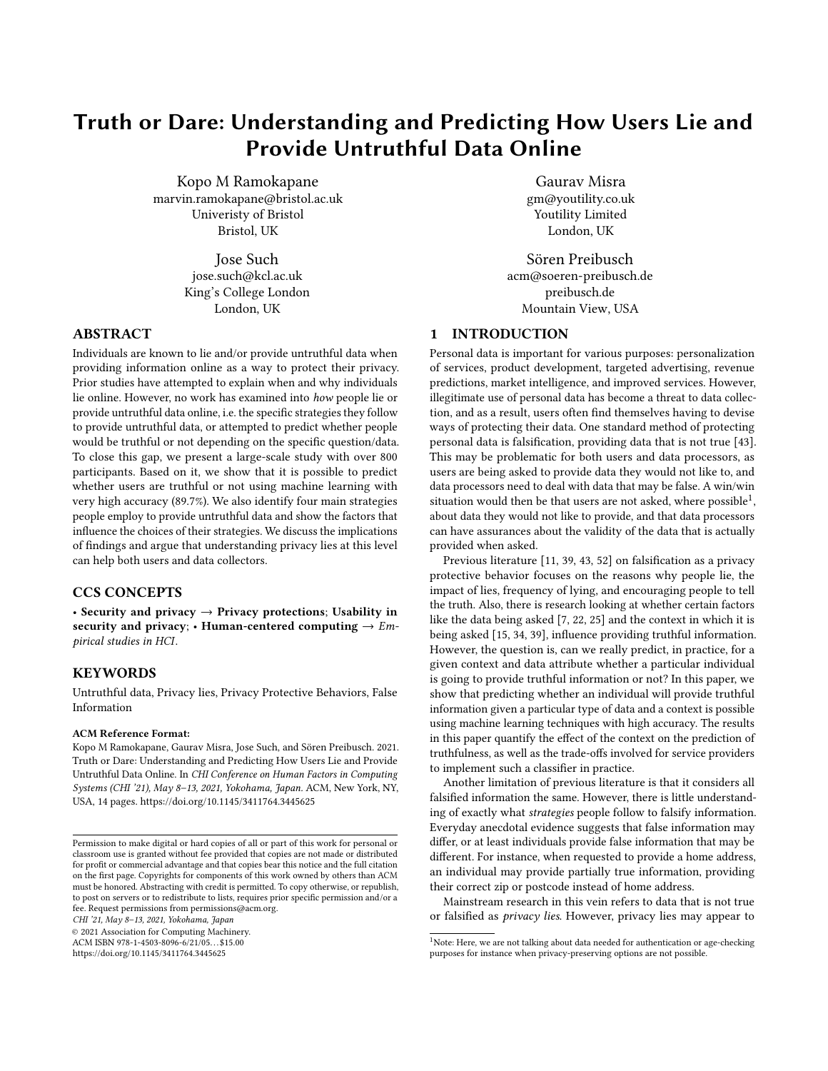# Truth or Dare: Understanding and Predicting How Users Lie and Provide Untruthful Data Online

Kopo M Ramokapane
marvin.ramokapane@bristol.ac.uk
Univeristy of Bristol
Bristol, UK

Gaurav Misra
gm@youtility.co.uk
Youtility Limited
London, UK

Jose Such
jose.such@kcl.ac.uk
King's College London
London, UK

Sören Preibusch
acm@soeren-preibusch.de
preibusch.de
Mountain View, USA

## ABSTRACT

Individuals are known to lie and/or provide untruthful data when providing information online as a way to protect their privacy. Prior studies have attempted to explain when and why individuals lie online. However, no work has examined into *how* people lie or provide untruthful data online, i.e. the specific strategies they follow to provide untruthful data, or attempted to predict whether people would be truthful or not depending on the specific question/data. To close this gap, we present a large-scale study with over 800 participants. Based on it, we show that it is possible to predict whether users are truthful or not using machine learning with very high accuracy (89.7%). We also identify four main strategies people employ to provide untruthful data and show the factors that influence the choices of their strategies. We discuss the implications of findings and argue that understanding privacy lies at this level can help both users and data collectors.

## CCS CONCEPTS

• **Security and privacy** → **Privacy protections**; **Usability in security and privacy**; • **Human-centered computing** → *Empirical studies in HCI*.

## KEYWORDS

Untruthful data, Privacy lies, Privacy Protective Behaviors, False Information

**ACM Reference Format:**
Kopo M Ramokapane, Gaurav Misra, Jose Such, and Sören Preibusch. 2021. Truth or Dare: Understanding and Predicting How Users Lie and Provide Untruthful Data Online. In *CHI Conference on Human Factors in Computing Systems (CHI '21), May 8–13, 2021, Yokohama, Japan.* ACM, New York, NY, USA, 14 pages. https://doi.org/10.1145/3411764.3445625

Permission to make digital or hard copies of all or part of this work for personal or classroom use is granted without fee provided that copies are not made or distributed for profit or commercial advantage and that copies bear this notice and the full citation on the first page. Copyrights for components of this work owned by others than ACM must be honored. Abstracting with credit is permitted. To copy otherwise, or republish, to post on servers or to redistribute to lists, requires prior specific permission and/or a fee. Request permissions from permissions@acm.org.
*CHI '21, May 8–13, 2021, Yokohama, Japan*
© 2021 Association for Computing Machinery.
ACM ISBN 978-1-4503-8096-6/21/05...$15.00
https://doi.org/10.1145/3411764.3445625

## 1 INTRODUCTION

Personal data is important for various purposes: personalization of services, product development, targeted advertising, revenue predictions, market intelligence, and improved services. However, illegitimate use of personal data has become a threat to data collection, and as a result, users often find themselves having to devise ways of protecting their data. One standard method of protecting personal data is falsification, providing data that is not true [43]. This may be problematic for both users and data processors, as users are being asked to provide data they would not like to, and data processors need to deal with data that may be false. A win/win situation would then be that users are not asked, where possible[1], about data they would not like to provide, and that data processors can have assurances about the validity of the data that is actually provided when asked.

Previous literature [11, 39, 43, 52] on falsification as a privacy protective behavior focuses on the reasons why people lie, the impact of lies, frequency of lying, and encouraging people to tell the truth. Also, there is research looking at whether certain factors like the data being asked [7, 22, 25] and the context in which it is being asked [15, 34, 39], influence providing truthful information. However, the question is, can we really predict, in practice, for a given context and data attribute whether a particular individual is going to provide truthful information or not? In this paper, we show that predicting whether an individual will provide truthful information given a particular type of data and a context is possible using machine learning techniques with high accuracy. The results in this paper quantify the effect of the context on the prediction of truthfulness, as well as the trade-offs involved for service providers to implement such a classifier in practice.

Another limitation of previous literature is that it considers all falsified information the same. However, there is little understanding of exactly what *strategies* people follow to falsify information. Everyday anecdotal evidence suggests that false information may differ, or at least individuals provide false information that may be different. For instance, when requested to provide a home address, an individual may provide partially true information, providing their correct zip or postcode instead of home address.

Mainstream research in this vein refers to data that is not true or falsified as *privacy lies*. However, privacy lies may appear to

[1]Note: Here, we are not talking about data needed for authentication or age-checking purposes for instance when privacy-preserving options are not possible.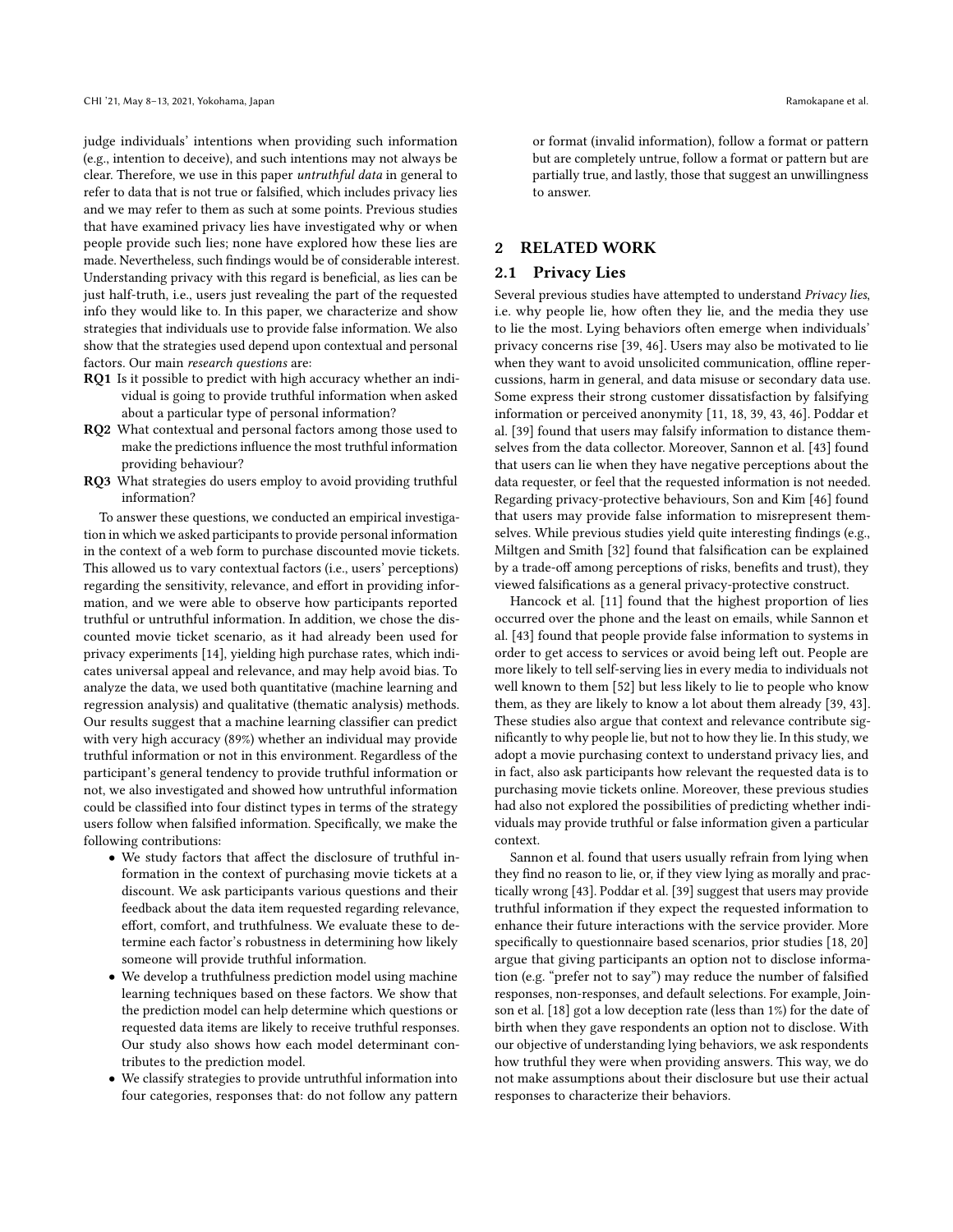judge individuals' intentions when providing such information (e.g., intention to deceive), and such intentions may not always be clear. Therefore, we use in this paper *untruthful data* in general to refer to data that is not true or falsified, which includes privacy lies and we may refer to them as such at some points. Previous studies that have examined privacy lies have investigated why or when people provide such lies; none have explored how these lies are made. Nevertheless, such findings would be of considerable interest. Understanding privacy with this regard is beneficial, as lies can be just half-truth, i.e., users just revealing the part of the requested info they would like to. In this paper, we characterize and show strategies that individuals use to provide false information. We also show that the strategies used depend upon contextual and personal factors. Our main *research questions* are:

**RQ1** Is it possible to predict with high accuracy whether an individual is going to provide truthful information when asked about a particular type of personal information?

**RQ2** What contextual and personal factors among those used to make the predictions influence the most truthful information providing behaviour?

**RQ3** What strategies do users employ to avoid providing truthful information?

To answer these questions, we conducted an empirical investigation in which we asked participants to provide personal information in the context of a web form to purchase discounted movie tickets. This allowed us to vary contextual factors (i.e., users' perceptions) regarding the sensitivity, relevance, and effort in providing information, and we were able to observe how participants reported truthful or untruthful information. In addition, we chose the discounted movie ticket scenario, as it had already been used for privacy experiments [14], yielding high purchase rates, which indicates universal appeal and relevance, and may help avoid bias. To analyze the data, we used both quantitative (machine learning and regression analysis) and qualitative (thematic analysis) methods. Our results suggest that a machine learning classifier can predict with very high accuracy (89%) whether an individual may provide truthful information or not in this environment. Regardless of the participant's general tendency to provide truthful information or not, we also investigated and showed how untruthful information could be classified into four distinct types in terms of the strategy users follow when falsified information. Specifically, we make the following contributions:

- We study factors that affect the disclosure of truthful information in the context of purchasing movie tickets at a discount. We ask participants various questions and their feedback about the data item requested regarding relevance, effort, comfort, and truthfulness. We evaluate these to determine each factor's robustness in determining how likely someone will provide truthful information.
- We develop a truthfulness prediction model using machine learning techniques based on these factors. We show that the prediction model can help determine which questions or requested data items are likely to receive truthful responses. Our study also shows how each model determinant contributes to the prediction model.
- We classify strategies to provide untruthful information into four categories, responses that: do not follow any pattern or format (invalid information), follow a format or pattern but are completely untrue, follow a format or pattern but are partially true, and lastly, those that suggest an unwillingness to answer.

## 2 RELATED WORK

### 2.1 Privacy Lies

Several previous studies have attempted to understand *Privacy lies*, i.e. why people lie, how often they lie, and the media they use to lie the most. Lying behaviors often emerge when individuals' privacy concerns rise [39, 46]. Users may also be motivated to lie when they want to avoid unsolicited communication, offline repercussions, harm in general, and data misuse or secondary data use. Some express their strong customer dissatisfaction by falsifying information or perceived anonymity [11, 18, 39, 43, 46]. Poddar et al. [39] found that users may falsify information to distance themselves from the data collector. Moreover, Sannon et al. [43] found that users can lie when they have negative perceptions about the data requester, or feel that the requested information is not needed. Regarding privacy-protective behaviours, Son and Kim [46] found that users may provide false information to misrepresent themselves. While previous studies yield quite interesting findings (e.g., Miltgen and Smith [32] found that falsification can be explained by a trade-off among perceptions of risks, benefits and trust), they viewed falsifications as a general privacy-protective construct.

Hancock et al. [11] found that the highest proportion of lies occurred over the phone and the least on emails, while Sannon et al. [43] found that people provide false information to systems in order to get access to services or avoid being left out. People are more likely to tell self-serving lies in every media to individuals not well known to them [52] but less likely to lie to people who know them, as they are likely to know a lot about them already [39, 43]. These studies also argue that context and relevance contribute significantly to why people lie, but not to how they lie. In this study, we adopt a movie purchasing context to understand privacy lies, and in fact, also ask participants how relevant the requested data is to purchasing movie tickets online. Moreover, these previous studies had also not explored the possibilities of predicting whether individuals may provide truthful or false information given a particular context.

Sannon et al. found that users usually refrain from lying when they find no reason to lie, or, if they view lying as morally and practically wrong [43]. Poddar et al. [39] suggest that users may provide truthful information if they expect the requested information to enhance their future interactions with the service provider. More specifically to questionnaire based scenarios, prior studies [18, 20] argue that giving participants an option not to disclose information (e.g. "prefer not to say") may reduce the number of falsified responses, non-responses, and default selections. For example, Joinson et al. [18] got a low deception rate (less than 1%) for the date of birth when they gave respondents an option not to disclose. With our objective of understanding lying behaviors, we ask respondents how truthful they were when providing answers. This way, we do not make assumptions about their disclosure but use their actual responses to characterize their behaviors.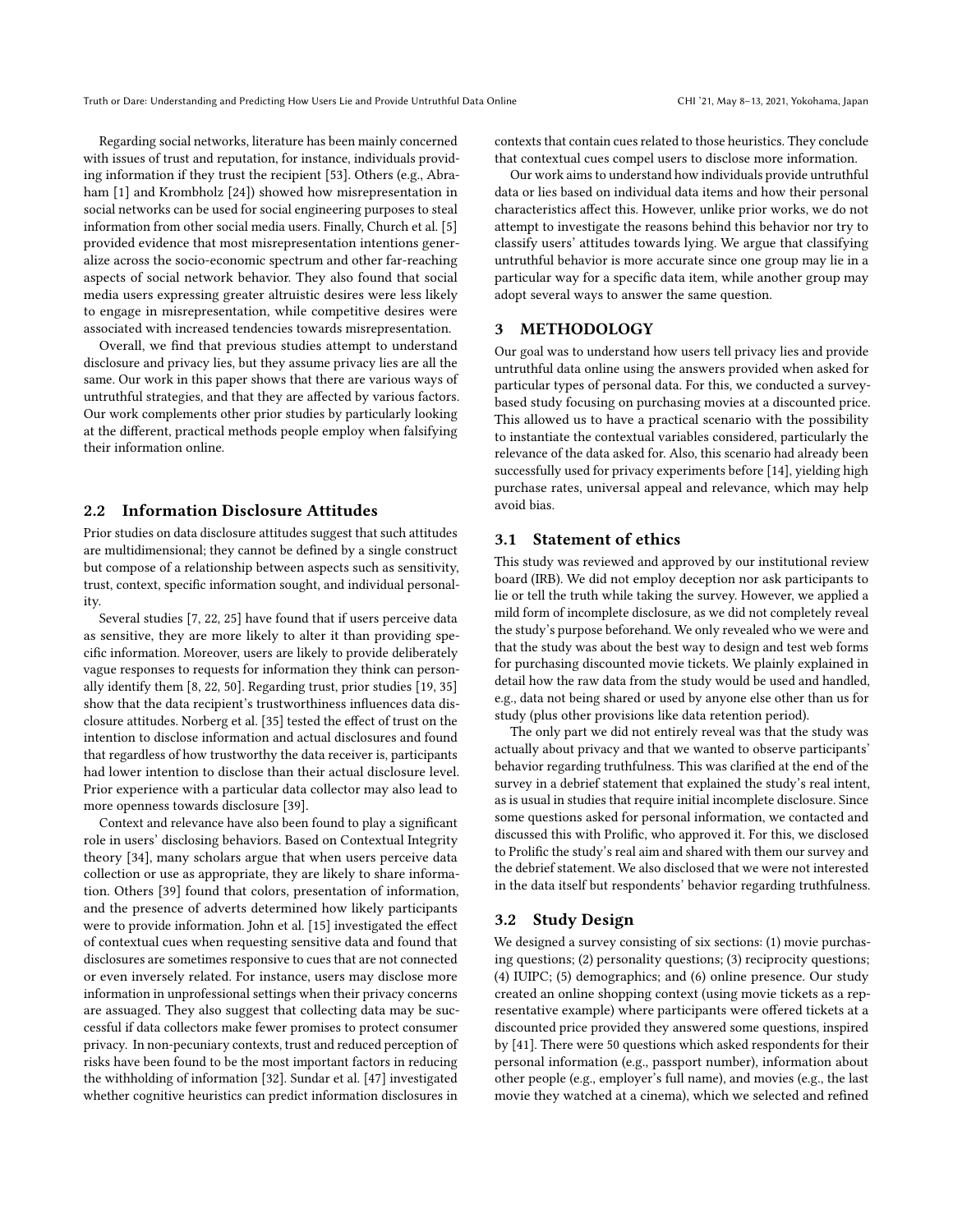Regarding social networks, literature has been mainly concerned with issues of trust and reputation, for instance, individuals providing information if they trust the recipient [53]. Others (e.g., Abraham [1] and Krombholz [24]) showed how misrepresentation in social networks can be used for social engineering purposes to steal information from other social media users. Finally, Church et al. [5] provided evidence that most misrepresentation intentions generalize across the socio-economic spectrum and other far-reaching aspects of social network behavior. They also found that social media users expressing greater altruistic desires were less likely to engage in misrepresentation, while competitive desires were associated with increased tendencies towards misrepresentation.

Overall, we find that previous studies attempt to understand disclosure and privacy lies, but they assume privacy lies are all the same. Our work in this paper shows that there are various ways of untruthful strategies, and that they are affected by various factors. Our work complements other prior studies by particularly looking at the different, practical methods people employ when falsifying their information online.

## 2.2 Information Disclosure Attitudes

Prior studies on data disclosure attitudes suggest that such attitudes are multidimensional; they cannot be defined by a single construct but compose of a relationship between aspects such as sensitivity, trust, context, specific information sought, and individual personality.

Several studies [7, 22, 25] have found that if users perceive data as sensitive, they are more likely to alter it than providing specific information. Moreover, users are likely to provide deliberately vague responses to requests for information they think can personally identify them [8, 22, 50]. Regarding trust, prior studies [19, 35] show that the data recipient's trustworthiness influences data disclosure attitudes. Norberg et al. [35] tested the effect of trust on the intention to disclose information and actual disclosures and found that regardless of how trustworthy the data receiver is, participants had lower intention to disclose than their actual disclosure level. Prior experience with a particular data collector may also lead to more openness towards disclosure [39].

Context and relevance have also been found to play a significant role in users' disclosing behaviors. Based on Contextual Integrity theory [34], many scholars argue that when users perceive data collection or use as appropriate, they are likely to share information. Others [39] found that colors, presentation of information, and the presence of adverts determined how likely participants were to provide information. John et al. [15] investigated the effect of contextual cues when requesting sensitive data and found that disclosures are sometimes responsive to cues that are not connected or even inversely related. For instance, users may disclose more information in unprofessional settings when their privacy concerns are assuaged. They also suggest that collecting data may be successful if data collectors make fewer promises to protect consumer privacy. In non-pecuniary contexts, trust and reduced perception of risks have been found to be the most important factors in reducing the withholding of information [32]. Sundar et al. [47] investigated whether cognitive heuristics can predict information disclosures in contexts that contain cues related to those heuristics. They conclude that contextual cues compel users to disclose more information.

Our work aims to understand how individuals provide untruthful data or lies based on individual data items and how their personal characteristics affect this. However, unlike prior works, we do not attempt to investigate the reasons behind this behavior nor try to classify users' attitudes towards lying. We argue that classifying untruthful behavior is more accurate since one group may lie in a particular way for a specific data item, while another group may adopt several ways to answer the same question.

# 3 METHODOLOGY

Our goal was to understand how users tell privacy lies and provide untruthful data online using the answers provided when asked for particular types of personal data. For this, we conducted a survey-based study focusing on purchasing movies at a discounted price. This allowed us to have a practical scenario with the possibility to instantiate the contextual variables considered, particularly the relevance of the data asked for. Also, this scenario had already been successfully used for privacy experiments before [14], yielding high purchase rates, universal appeal and relevance, which may help avoid bias.

## 3.1 Statement of ethics

This study was reviewed and approved by our institutional review board (IRB). We did not employ deception nor ask participants to lie or tell the truth while taking the survey. However, we applied a mild form of incomplete disclosure, as we did not completely reveal the study's purpose beforehand. We only revealed who we were and that the study was about the best way to design and test web forms for purchasing discounted movie tickets. We plainly explained in detail how the raw data from the study would be used and handled, e.g., data not being shared or used by anyone else other than us for study (plus other provisions like data retention period).

The only part we did not entirely reveal was that the study was actually about privacy and that we wanted to observe participants' behavior regarding truthfulness. This was clarified at the end of the survey in a debrief statement that explained the study's real intent, as is usual in studies that require initial incomplete disclosure. Since some questions asked for personal information, we contacted and discussed this with Prolific, who approved it. For this, we disclosed to Prolific the study's real aim and shared with them our survey and the debrief statement. We also disclosed that we were not interested in the data itself but respondents' behavior regarding truthfulness.

## 3.2 Study Design

We designed a survey consisting of six sections: (1) movie purchasing questions; (2) personality questions; (3) reciprocity questions; (4) IUIPC; (5) demographics; and (6) online presence. Our study created an online shopping context (using movie tickets as a representative example) where participants were offered tickets at a discounted price provided they answered some questions, inspired by [41]. There were 50 questions which asked respondents for their personal information (e.g., passport number), information about other people (e.g., employer's full name), and movies (e.g., the last movie they watched at a cinema), which we selected and refined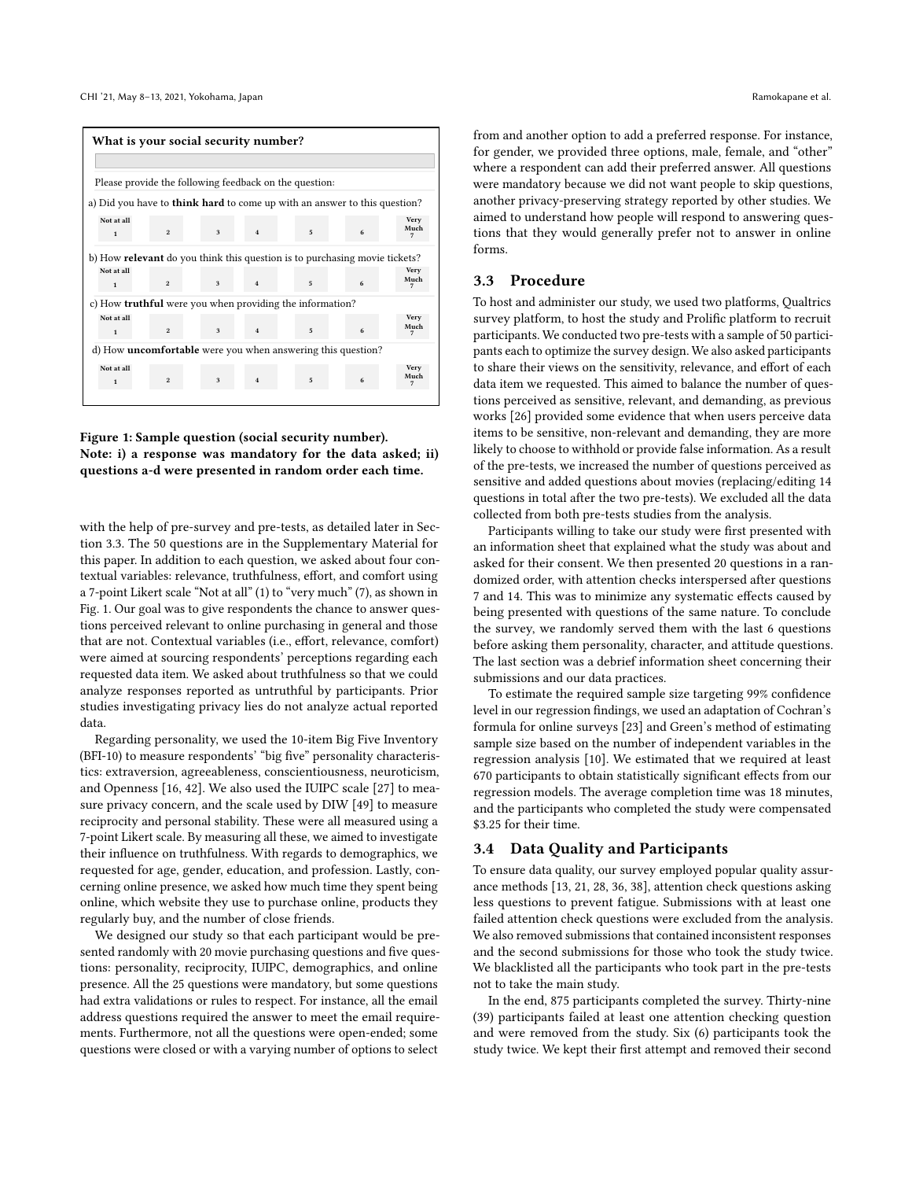**What is your social security number?**

Please provide the following feedback on the question:

a) Did you have to **think hard** to come up with an answer to this question?

| Not at all 1 | 2 | 3 | 4 | 5 | 6 | Very Much 7 |
|---|---|---|---|---|---|---|

b) How **relevant** do you think this question is to purchasing movie tickets?

| Not at all 1 | 2 | 3 | 4 | 5 | 6 | Very Much 7 |
|---|---|---|---|---|---|---|

c) How **truthful** were you when providing the information?

| Not at all 1 | 2 | 3 | 4 | 5 | 6 | Very Much 7 |
|---|---|---|---|---|---|---|

d) How **uncomfortable** were you when answering this question?

| Not at all 1 | 2 | 3 | 4 | 5 | 6 | Very Much 7 |
|---|---|---|---|---|---|---|

**Figure 1: Sample question (social security number). Note: i) a response was mandatory for the data asked; ii) questions a-d were presented in random order each time.**

with the help of pre-survey and pre-tests, as detailed later in Section 3.3. The 50 questions are in the Supplementary Material for this paper. In addition to each question, we asked about four contextual variables: relevance, truthfulness, effort, and comfort using a 7-point Likert scale "Not at all" (1) to "very much" (7), as shown in Fig. 1. Our goal was to give respondents the chance to answer questions perceived relevant to online purchasing in general and those that are not. Contextual variables (i.e., effort, relevance, comfort) were aimed at sourcing respondents' perceptions regarding each requested data item. We asked about truthfulness so that we could analyze responses reported as untruthful by participants. Prior studies investigating privacy lies do not analyze actual reported data.

Regarding personality, we used the 10-item Big Five Inventory (BFI-10) to measure respondents' "big five" personality characteristics: extraversion, agreeableness, conscientiousness, neuroticism, and Openness [16, 42]. We also used the IUIPC scale [27] to measure privacy concern, and the scale used by DIW [49] to measure reciprocity and personal stability. These were all measured using a 7-point Likert scale. By measuring all these, we aimed to investigate their influence on truthfulness. With regards to demographics, we requested for age, gender, education, and profession. Lastly, concerning online presence, we asked how much time they spent being online, which website they use to purchase online, products they regularly buy, and the number of close friends.

We designed our study so that each participant would be presented randomly with 20 movie purchasing questions and five questions: personality, reciprocity, IUIPC, demographics, and online presence. All the 25 questions were mandatory, but some questions had extra validations or rules to respect. For instance, all the email address questions required the answer to meet the email requirements. Furthermore, not all the questions were open-ended; some questions were closed or with a varying number of options to select from and another option to add a preferred response. For instance, for gender, we provided three options, male, female, and "other" where a respondent can add their preferred answer. All questions were mandatory because we did not want people to skip questions, another privacy-preserving strategy reported by other studies. We aimed to understand how people will respond to answering questions that they would generally prefer not to answer in online forms.

## 3.3 Procedure

To host and administer our study, we used two platforms, Qualtrics survey platform, to host the study and Prolific platform to recruit participants. We conducted two pre-tests with a sample of 50 participants each to optimize the survey design. We also asked participants to share their views on the sensitivity, relevance, and effort of each data item we requested. This aimed to balance the number of questions perceived as sensitive, relevant, and demanding, as previous works [26] provided some evidence that when users perceive data items to be sensitive, non-relevant and demanding, they are more likely to choose to withhold or provide false information. As a result of the pre-tests, we increased the number of questions perceived as sensitive and added questions about movies (replacing/editing 14 questions in total after the two pre-tests). We excluded all the data collected from both pre-tests studies from the analysis.

Participants willing to take our study were first presented with an information sheet that explained what the study was about and asked for their consent. We then presented 20 questions in a randomized order, with attention checks interspersed after questions 7 and 14. This was to minimize any systematic effects caused by being presented with questions of the same nature. To conclude the survey, we randomly served them with the last 6 questions before asking them personality, character, and attitude questions. The last section was a debrief information sheet concerning their submissions and our data practices.

To estimate the required sample size targeting 99% confidence level in our regression findings, we used an adaptation of Cochran's formula for online surveys [23] and Green's method of estimating sample size based on the number of independent variables in the regression analysis [10]. We estimated that we required at least 670 participants to obtain statistically significant effects from our regression models. The average completion time was 18 minutes, and the participants who completed the study were compensated $3.25 for their time.

## 3.4 Data Quality and Participants

To ensure data quality, our survey employed popular quality assurance methods [13, 21, 28, 36, 38], attention check questions asking less questions to prevent fatigue. Submissions with at least one failed attention check questions were excluded from the analysis. We also removed submissions that contained inconsistent responses and the second submissions for those who took the study twice. We blacklisted all the participants who took part in the pre-tests not to take the main study.

In the end, 875 participants completed the survey. Thirty-nine (39) participants failed at least one attention checking question and were removed from the study. Six (6) participants took the study twice. We kept their first attempt and removed their second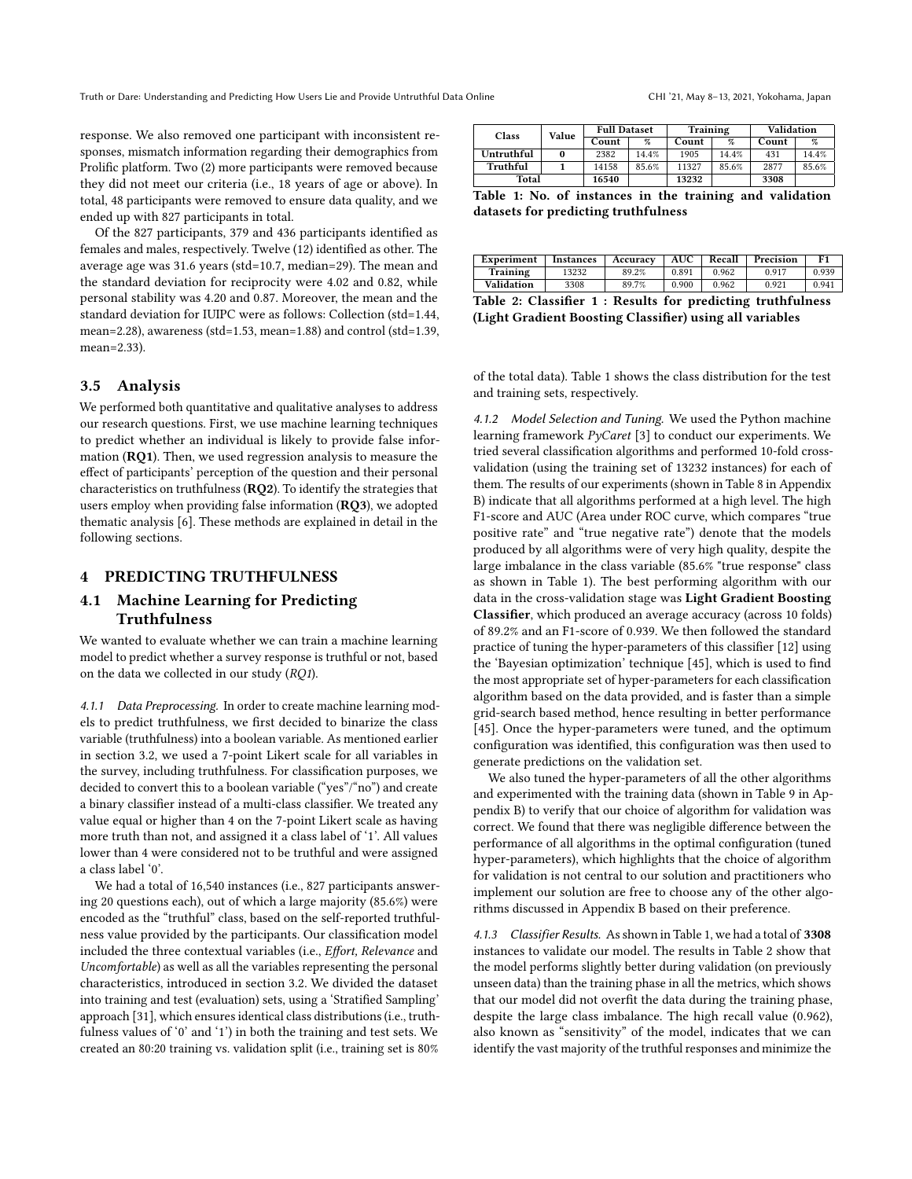response. We also removed one participant with inconsistent responses, mismatch information regarding their demographics from Prolific platform. Two (2) more participants were removed because they did not meet our criteria (i.e., 18 years of age or above). In total, 48 participants were removed to ensure data quality, and we ended up with 827 participants in total.

Of the 827 participants, 379 and 436 participants identified as females and males, respectively. Twelve (12) identified as other. The average age was 31.6 years (std=10.7, median=29). The mean and the standard deviation for reciprocity were 4.02 and 0.82, while personal stability was 4.20 and 0.87. Moreover, the mean and the standard deviation for IUIPC were as follows: Collection (std=1.44, mean=2.28), awareness (std=1.53, mean=1.88) and control (std=1.39, mean=2.33).

## 3.5 Analysis

We performed both quantitative and qualitative analyses to address our research questions. First, we use machine learning techniques to predict whether an individual is likely to provide false information (**RQ1**). Then, we used regression analysis to measure the effect of participants' perception of the question and their personal characteristics on truthfulness (**RQ2**). To identify the strategies that users employ when providing false information (**RQ3**), we adopted thematic analysis [6]. These methods are explained in detail in the following sections.

# 4 PREDICTING TRUTHFULNESS

## 4.1 Machine Learning for Predicting Truthfulness

We wanted to evaluate whether we can train a machine learning model to predict whether a survey response is truthful or not, based on the data we collected in our study (*RQ1*).

*4.1.1 Data Preprocessing.* In order to create machine learning models to predict truthfulness, we first decided to binarize the class variable (truthfulness) into a boolean variable. As mentioned earlier in section 3.2, we used a 7-point Likert scale for all variables in the survey, including truthfulness. For classification purposes, we decided to convert this to a boolean variable ("yes"/"no") and create a binary classifier instead of a multi-class classifier. We treated any value equal or higher than 4 on the 7-point Likert scale as having more truth than not, and assigned it a class label of '1'. All values lower than 4 were considered not to be truthful and were assigned a class label '0'.

We had a total of 16,540 instances (i.e., 827 participants answering 20 questions each), out of which a large majority (85.6%) were encoded as the "truthful" class, based on the self-reported truthfulness value provided by the participants. Our classification model included the three contextual variables (i.e., *Effort, Relevance* and *Uncomfortable*) as well as all the variables representing the personal characteristics, introduced in section 3.2. We divided the dataset into training and test (evaluation) sets, using a 'Stratified Sampling' approach [31], which ensures identical class distributions (i.e., truthfulness values of '0' and '1') in both the training and test sets. We created an 80:20 training vs. validation split (i.e., training set is 80% of the total data). Table 1 shows the class distribution for the test and training sets, respectively.

| Class | Value | Full Dataset | | Training | | Validation | |
|---|---|---|---|---|---|---|---|
| | | Count | % | Count | % | Count | % |
| **Untruthful** | **0** | 2382 | 14.4% | 1905 | 14.4% | 431 | 14.4% |
| **Truthful** | **1** | 14158 | 85.6% | 11327 | 85.6% | 2877 | 85.6% |
| **Total** | | **16540** | | **13232** | | **3308** | |

**Table 1: No. of instances in the training and validation datasets for predicting truthfulness**

| Experiment | Instances | Accuracy | AUC | Recall | Precision | F1 |
|---|---|---|---|---|---|---|
| **Training** | 13232 | 89.2% | 0.891 | 0.962 | 0.917 | 0.939 |
| **Validation** | 3308 | 89.7% | 0.900 | 0.962 | 0.921 | 0.941 |

**Table 2: Classifier 1 : Results for predicting truthfulness (Light Gradient Boosting Classifier) using all variables**

*4.1.2 Model Selection and Tuning.* We used the Python machine learning framework *PyCaret* [3] to conduct our experiments. We tried several classification algorithms and performed 10-fold cross-validation (using the training set of 13232 instances) for each of them. The results of our experiments (shown in Table 8 in Appendix B) indicate that all algorithms performed at a high level. The high F1-score and AUC (Area under ROC curve, which compares "true positive rate" and "true negative rate") denote that the models produced by all algorithms were of very high quality, despite the large imbalance in the class variable (85.6% "true response" class as shown in Table 1). The best performing algorithm with our data in the cross-validation stage was **Light Gradient Boosting Classifier**, which produced an average accuracy (across 10 folds) of 89.2% and an F1-score of 0.939. We then followed the standard practice of tuning the hyper-parameters of this classifier [12] using the 'Bayesian optimization' technique [45], which is used to find the most appropriate set of hyper-parameters for each classification algorithm based on the data provided, and is faster than a simple grid-search based method, hence resulting in better performance [45]. Once the hyper-parameters were tuned, and the optimum configuration was identified, this configuration was then used to generate predictions on the validation set.

We also tuned the hyper-parameters of all the other algorithms and experimented with the training data (shown in Table 9 in Appendix B) to verify that our choice of algorithm for validation was correct. We found that there was negligible difference between the performance of all algorithms in the optimal configuration (tuned hyper-parameters), which highlights that the choice of algorithm for validation is not central to our solution and practitioners who implement our solution are free to choose any of the other algorithms discussed in Appendix B based on their preference.

*4.1.3 Classifier Results.* As shown in Table 1, we had a total of **3308** instances to validate our model. The results in Table 2 show that the model performs slightly better during validation (on previously unseen data) than the training phase in all the metrics, which shows that our model did not overfit the data during the training phase, despite the large class imbalance. The high recall value (0.962), also known as "sensitivity" of the model, indicates that we can identify the vast majority of the truthful responses and minimize the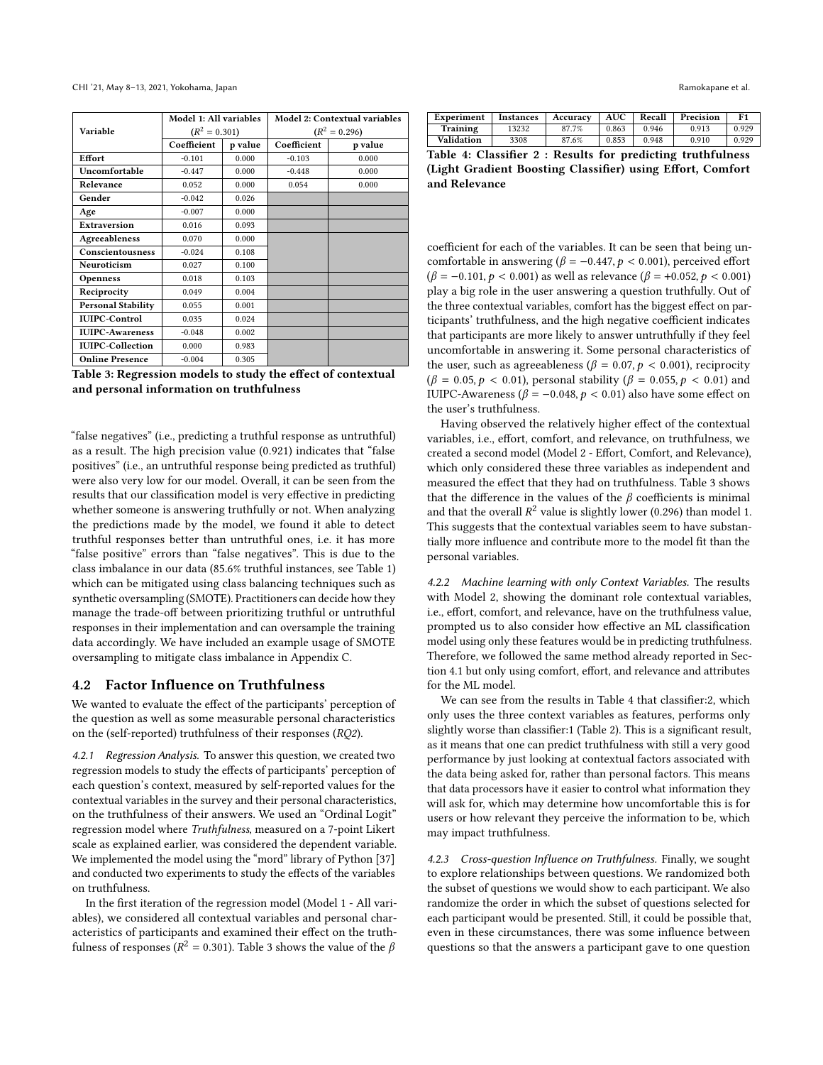| Variable | Model 1: All variables ($R^2 = 0.301$) | | Model 2: Contextual variables ($R^2 = 0.296$) | |
|---|---|---|---|---|
| | Coefficient | p value | Coefficient | p value |
| **Effort** | -0.101 | 0.000 | -0.103 | 0.000 |
| **Uncomfortable** | -0.447 | 0.000 | -0.448 | 0.000 |
| **Relevance** | 0.052 | 0.000 | 0.054 | 0.000 |
| **Gender** | -0.042 | 0.026 | | |
| **Age** | -0.007 | 0.000 | | |
| **Extraversion** | 0.016 | 0.093 | | |
| **Agreeableness** | 0.070 | 0.000 | | |
| **Conscientousness** | -0.024 | 0.108 | | |
| **Neuroticism** | 0.027 | 0.100 | | |
| **Openness** | 0.018 | 0.103 | | |
| **Reciprocity** | 0.049 | 0.004 | | |
| **Personal Stability** | 0.055 | 0.001 | | |
| **IUIPC-Control** | 0.035 | 0.024 | | |
| **IUIPC-Awareness** | -0.048 | 0.002 | | |
| **IUIPC-Collection** | 0.000 | 0.983 | | |
| **Online Presence** | -0.004 | 0.305 | | |

**Table 3: Regression models to study the effect of contextual and personal information on truthfulness**

"false negatives" (i.e., predicting a truthful response as untruthful) as a result. The high precision value (0.921) indicates that "false positives" (i.e., an untruthful response being predicted as truthful) were also very low for our model. Overall, it can be seen from the results that our classification model is very effective in predicting whether someone is answering truthfully or not. When analyzing the predictions made by the model, we found it able to detect truthful responses better than untruthful ones, i.e. it has more "false positive" errors than "false negatives". This is due to the class imbalance in our data (85.6% truthful instances, see Table 1) which can be mitigated using class balancing techniques such as synthetic oversampling (SMOTE). Practitioners can decide how they manage the trade-off between prioritizing truthful or untruthful responses in their implementation and can oversample the training data accordingly. We have included an example usage of SMOTE oversampling to mitigate class imbalance in Appendix C.

## 4.2 Factor Influence on Truthfulness

We wanted to evaluate the effect of the participants' perception of the question as well as some measurable personal characteristics on the (self-reported) truthfulness of their responses (*RQ2*).

*4.2.1 Regression Analysis.* To answer this question, we created two regression models to study the effects of participants' perception of each question's context, measured by self-reported values for the contextual variables in the survey and their personal characteristics, on the truthfulness of their answers. We used an "Ordinal Logit" regression model where *Truthfulness*, measured on a 7-point Likert scale as explained earlier, was considered the dependent variable. We implemented the model using the "mord" library of Python [37] and conducted two experiments to study the effects of the variables on truthfulness.

In the first iteration of the regression model (Model 1 - All variables), we considered all contextual variables and personal characteristics of participants and examined their effect on the truthfulness of responses ($R^2 = 0.301$). Table 3 shows the value of the $\beta$ coefficient for each of the variables. It can be seen that being uncomfortable in answering ($\beta = -0.447, p < 0.001$), perceived effort ($\beta = -0.101, p < 0.001$) as well as relevance ($\beta = +0.052, p < 0.001$) play a big role in the user answering a question truthfully. Out of the three contextual variables, comfort has the biggest effect on participants' truthfulness, and the high negative coefficient indicates that participants are more likely to answer untruthfully if they feel uncomfortable in answering it. Some personal characteristics of the user, such as agreeableness ($\beta = 0.07, p < 0.001$), reciprocity ($\beta = 0.05, p < 0.01$), personal stability ($\beta = 0.055, p < 0.01$) and IUIPC-Awareness ($\beta = -0.048, p < 0.01$) also have some effect on the user's truthfulness.

| Experiment | Instances | Accuracy | AUC | Recall | Precision | F1 |
|---|---|---|---|---|---|---|
| **Training** | 13232 | 87.7% | 0.863 | 0.946 | 0.913 | 0.929 |
| **Validation** | 3308 | 87.6% | 0.853 | 0.948 | 0.910 | 0.929 |

**Table 4: Classifier 2 : Results for predicting truthfulness (Light Gradient Boosting Classifier) using Effort, Comfort and Relevance**

Having observed the relatively higher effect of the contextual variables, i.e., effort, comfort, and relevance, on truthfulness, we created a second model (Model 2 - Effort, Comfort, and Relevance), which only considered these three variables as independent and measured the effect that they had on truthfulness. Table 3 shows that the difference in the values of the $\beta$ coefficients is minimal and that the overall $R^2$ value is slightly lower (0.296) than model 1. This suggests that the contextual variables seem to have substantially more influence and contribute more to the model fit than the personal variables.

*4.2.2 Machine learning with only Context Variables.* The results with Model 2, showing the dominant role contextual variables, i.e., effort, comfort, and relevance, have on the truthfulness value, prompted us to also consider how effective an ML classification model using only these features would be in predicting truthfulness. Therefore, we followed the same method already reported in Section 4.1 but only using comfort, effort, and relevance and attributes for the ML model.

We can see from the results in Table 4 that classifier:2, which only uses the three context variables as features, performs only slightly worse than classifier:1 (Table 2). This is a significant result, as it means that one can predict truthfulness with still a very good performance by just looking at contextual factors associated with the data being asked for, rather than personal factors. This means that data processors have it easier to control what information they will ask for, which may determine how uncomfortable this is for users or how relevant they perceive the information to be, which may impact truthfulness.

*4.2.3 Cross-question Influence on Truthfulness.* Finally, we sought to explore relationships between questions. We randomized both the subset of questions we would show to each participant. We also randomize the order in which the subset of questions selected for each participant would be presented. Still, it could be possible that, even in these circumstances, there was some influence between questions so that the answers a participant gave to one question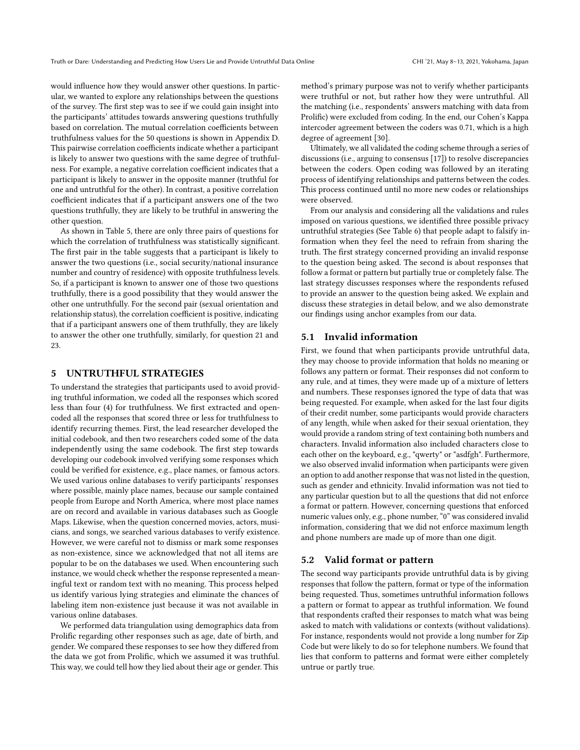would influence how they would answer other questions. In particular, we wanted to explore any relationships between the questions of the survey. The first step was to see if we could gain insight into the participants' attitudes towards answering questions truthfully based on correlation. The mutual correlation coefficients between truthfulness values for the 50 questions is shown in Appendix D. This pairwise correlation coefficients indicate whether a participant is likely to answer two questions with the same degree of truthfulness. For example, a negative correlation coefficient indicates that a participant is likely to answer in the opposite manner (truthful for one and untruthful for the other). In contrast, a positive correlation coefficient indicates that if a participant answers one of the two questions truthfully, they are likely to be truthful in answering the other question.

As shown in Table 5, there are only three pairs of questions for which the correlation of truthfulness was statistically significant. The first pair in the table suggests that a participant is likely to answer the two questions (i.e., social security/national insurance number and country of residence) with opposite truthfulness levels. So, if a participant is known to answer one of those two questions truthfully, there is a good possibility that they would answer the other one untruthfully. For the second pair (sexual orientation and relationship status), the correlation coefficient is positive, indicating that if a participant answers one of them truthfully, they are likely to answer the other one truthfully, similarly, for question 21 and 23.

## 5 UNTRUTHFUL STRATEGIES

To understand the strategies that participants used to avoid providing truthful information, we coded all the responses which scored less than four (4) for truthfulness. We first extracted and open-coded all the responses that scored three or less for truthfulness to identify recurring themes. First, the lead researcher developed the initial codebook, and then two researchers coded some of the data independently using the same codebook. The first step towards developing our codebook involved verifying some responses which could be verified for existence, e.g., place names, or famous actors. We used various online databases to verify participants' responses where possible, mainly place names, because our sample contained people from Europe and North America, where most place names are on record and available in various databases such as Google Maps. Likewise, when the question concerned movies, actors, musicians, and songs, we searched various databases to verify existence. However, we were careful not to dismiss or mark some responses as non-existence, since we acknowledged that not all items are popular to be on the databases we used. When encountering such instance, we would check whether the response represented a meaningful text or random text with no meaning. This process helped us identify various lying strategies and eliminate the chances of labeling item non-existence just because it was not available in various online databases.

We performed data triangulation using demographics data from Prolific regarding other responses such as age, date of birth, and gender. We compared these responses to see how they differed from the data we got from Prolific, which we assumed it was truthful. This way, we could tell how they lied about their age or gender. This method's primary purpose was not to verify whether participants were truthful or not, but rather how they were untruthful. All the matching (i.e., respondents' answers matching with data from Prolific) were excluded from coding. In the end, our Cohen's Kappa intercoder agreement between the coders was 0.71, which is a high degree of agreement [30].

Ultimately, we all validated the coding scheme through a series of discussions (i.e., arguing to consensus [17]) to resolve discrepancies between the coders. Open coding was followed by an iterating process of identifying relationships and patterns between the codes. This process continued until no more new codes or relationships were observed.

From our analysis and considering all the validations and rules imposed on various questions, we identified three possible privacy untruthful strategies (See Table 6) that people adapt to falsify information when they feel the need to refrain from sharing the truth. The first strategy concerned providing an invalid response to the question being asked. The second is about responses that follow a format or pattern but partially true or completely false. The last strategy discusses responses where the respondents refused to provide an answer to the question being asked. We explain and discuss these strategies in detail below, and we also demonstrate our findings using anchor examples from our data.

### 5.1 Invalid information

First, we found that when participants provide untruthful data, they may choose to provide information that holds no meaning or follows any pattern or format. Their responses did not conform to any rule, and at times, they were made up of a mixture of letters and numbers. These responses ignored the type of data that was being requested. For example, when asked for the last four digits of their credit number, some participants would provide characters of any length, while when asked for their sexual orientation, they would provide a random string of text containing both numbers and characters. Invalid information also included characters close to each other on the keyboard, e.g., "qwerty" or "asdfgh". Furthermore, we also observed invalid information when participants were given an option to add another response that was not listed in the question, such as gender and ethnicity. Invalid information was not tied to any particular question but to all the questions that did not enforce a format or pattern. However, concerning questions that enforced numeric values only, e.g., phone number, "0" was considered invalid information, considering that we did not enforce maximum length and phone numbers are made up of more than one digit.

### 5.2 Valid format or pattern

The second way participants provide untruthful data is by giving responses that follow the pattern, format or type of the information being requested. Thus, sometimes untruthful information follows a pattern or format to appear as truthful information. We found that respondents crafted their responses to match what was being asked to match with validations or contexts (without validations). For instance, respondents would not provide a long number for Zip Code but were likely to do so for telephone numbers. We found that lies that conform to patterns and format were either completely untrue or partly true.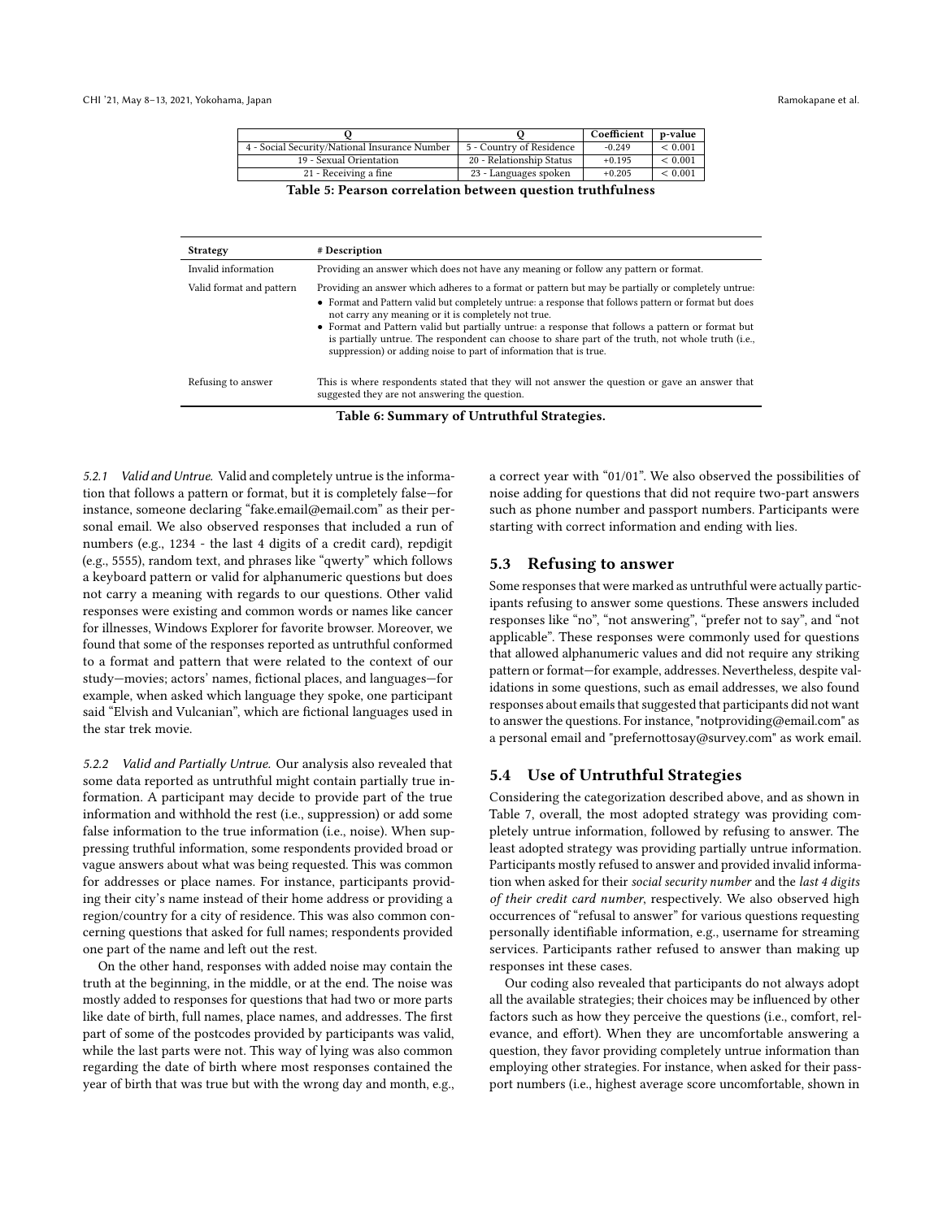| Q | Q | Coefficient | p-value |
|---|---|---|---|
| 4 - Social Security/National Insurance Number | 5 - Country of Residence | -0.249 | $< 0.001$ |
| 19 - Sexual Orientation | 20 - Relationship Status | +0.195 | $< 0.001$ |
| 21 - Receiving a fine | 23 - Languages spoken | +0.205 | $< 0.001$ |

**Table 5: Pearson correlation between question truthfulness**

| Strategy | # Description |
|---|---|
| Invalid information | Providing an answer which does not have any meaning or follow any pattern or format. |
| Valid format and pattern | Providing an answer which adheres to a format or pattern but may be partially or completely untrue: • Format and Pattern valid but completely untrue: a response that follows pattern or format but does not carry any meaning or it is completely not true. • Format and Pattern valid but partially untrue: a response that follows a pattern or format but is partially untrue. The respondent can choose to share part of the truth, not whole truth (i.e., suppression) or adding noise to part of information that is true. |
| Refusing to answer | This is where respondents stated that they will not answer the question or gave an answer that suggested they are not answering the question. |

**Table 6: Summary of Untruthful Strategies.**

*5.2.1 Valid and Untrue.* Valid and completely untrue is the information that follows a pattern or format, but it is completely false—for instance, someone declaring "fake.email@email.com" as their personal email. We also observed responses that included a run of numbers (e.g., 1234 - the last 4 digits of a credit card), repdigit (e.g., 5555), random text, and phrases like "qwerty" which follows a keyboard pattern or valid for alphanumeric questions but does not carry a meaning with regards to our questions. Other valid responses were existing and common words or names like cancer for illnesses, Windows Explorer for favorite browser. Moreover, we found that some of the responses reported as untruthful conformed to a format and pattern that were related to the context of our study—movies; actors' names, fictional places, and languages—for example, when asked which language they spoke, one participant said "Elvish and Vulcanian", which are fictional languages used in the star trek movie.

*5.2.2 Valid and Partially Untrue.* Our analysis also revealed that some data reported as untruthful might contain partially true information. A participant may decide to provide part of the true information and withhold the rest (i.e., suppression) or add some false information to the true information (i.e., noise). When suppressing truthful information, some respondents provided broad or vague answers about what was being requested. This was common for addresses or place names. For instance, participants providing their city's name instead of their home address or providing a region/country for a city of residence. This was also common concerning questions that asked for full names; respondents provided one part of the name and left out the rest.

On the other hand, responses with added noise may contain the truth at the beginning, in the middle, or at the end. The noise was mostly added to responses for questions that had two or more parts like date of birth, full names, place names, and addresses. The first part of some of the postcodes provided by participants was valid, while the last parts were not. This way of lying was also common regarding the date of birth where most responses contained the year of birth that was true but with the wrong day and month, e.g., a correct year with "01/01". We also observed the possibilities of noise adding for questions that did not require two-part answers such as phone number and passport numbers. Participants were starting with correct information and ending with lies.

## 5.3 Refusing to answer

Some responses that were marked as untruthful were actually participants refusing to answer some questions. These answers included responses like "no", "not answering", "prefer not to say", and "not applicable". These responses were commonly used for questions that allowed alphanumeric values and did not require any striking pattern or format—for example, addresses. Nevertheless, despite validations in some questions, such as email addresses, we also found responses about emails that suggested that participants did not want to answer the questions. For instance, "notproviding@email.com" as a personal email and "prefernottosay@survey.com" as work email.

## 5.4 Use of Untruthful Strategies

Considering the categorization described above, and as shown in Table 7, overall, the most adopted strategy was providing completely untrue information, followed by refusing to answer. The least adopted strategy was providing partially untrue information. Participants mostly refused to answer and provided invalid information when asked for their *social security number* and the *last 4 digits of their credit card number*, respectively. We also observed high occurrences of "refusal to answer" for various questions requesting personally identifiable information, e.g., username for streaming services. Participants rather refused to answer than making up responses int these cases.

Our coding also revealed that participants do not always adopt all the available strategies; their choices may be influenced by other factors such as how they perceive the questions (i.e., comfort, relevance, and effort). When they are uncomfortable answering a question, they favor providing completely untrue information than employing other strategies. For instance, when asked for their passport numbers (i.e., highest average score uncomfortable, shown in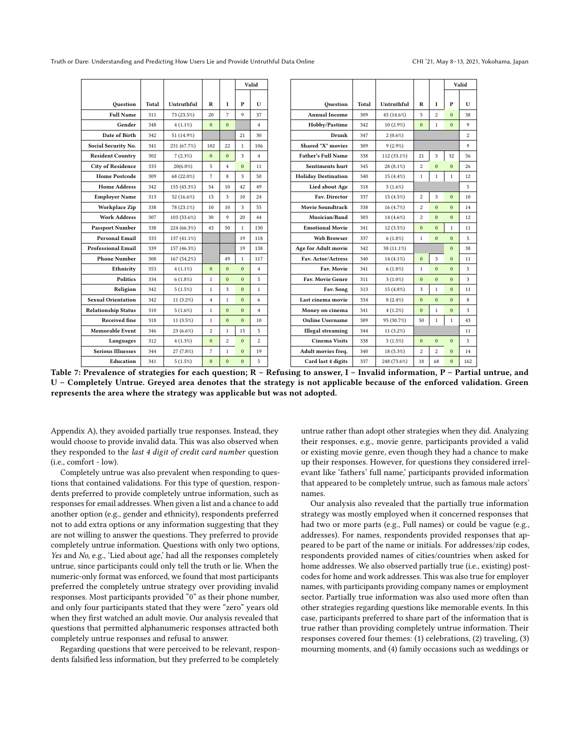| Question | Total | Untruthful | R | I | Valid P | Valid U |
|---|---|---|---|---|---|---|
| Full Name | 311 | 73 (23.5%) | 20 | 7 | 9 | 37 |
| Gender | 348 | 4 (1.1%) | 0 | 0 | | 4 |
| Date of Birth | 342 | 51 (14.9%) | | | 21 | 30 |
| Social Security No. | 341 | 231 (67.7%) | 102 | 22 | 1 | 106 |
| Resident Country | 302 | 7 (2.3%) | 0 | 0 | 3 | 4 |
| City of Residence | 333 | 20(6.0%) | 5 | 4 | 0 | 11 |
| Home Postcode | 309 | 68 (22.0%) | 7 | 8 | 3 | 50 |
| Home Address | 342 | 155 (45.3%) | 54 | 10 | 42 | 49 |
| Employer Name | 313 | 52 (16.6%) | 15 | 3 | 10 | 24 |
| Workplace Zip | 338 | 78 (23.1%) | 10 | 10 | 3 | 55 |
| Work Address | 307 | 103 (33.6%) | 30 | 9 | 20 | 44 |
| Passport Number | 338 | 224 (66.3%) | 43 | 50 | 1 | 130 |
| Personal Email | 333 | 137 (41.1%) | | | 19 | 118 |
| Professional Email | 339 | 157 (46.3%) | | | 19 | 138 |
| Phone Number | 308 | 167 (54.2%) | | 49 | 1 | 117 |
| Ethnicity | 353 | 4 (1.1%) | 0 | 0 | 0 | 4 |
| Politics | 334 | 6 (1.8%) | 1 | 0 | 0 | 5 |
| Religion | 342 | 5 (1.5%) | 1 | 3 | 0 | 1 |
| Sexual Orientation | 342 | 11 (3.2%) | 4 | 1 | 0 | 6 |
| Relationship Status | 310 | 5 (1.6%) | 1 | 0 | 0 | 4 |
| Received fine | 318 | 11 (3.5%) | 1 | 0 | 0 | 10 |
| Memorable Event | 346 | 23 (6.6%) | 2 | 1 | 15 | 5 |
| Languages | 312 | 4 (1.3%) | 0 | 2 | 0 | 2 |
| Serious Illnesses | 344 | 27 (7.8%) | 7 | 1 | 0 | 19 |
| Education | 341 | 5 (1.5%) | 0 | 0 | 0 | 5 |
| Annual Income | 309 | 45 (14.6%) | 5 | 2 | 0 | 38 |
| Hobby/Pastime | 342 | 10 (2.9%) | 0 | 1 | 0 | 9 |
| Drunk | 347 | 2 (0.6%) | | | | 2 |
| Shared "X" movies | 309 | 9 (2.9%) | | | | 9 |
| Father's Full Name | 338 | 112 (33.1%) | 21 | 3 | 32 | 56 |
| Sentiments hurt | 345 | 28 (8.1%) | 2 | 0 | 0 | 26 |
| Holiday Destination | 340 | 15 (4.4%) | 1 | 1 | 1 | 12 |
| Lied about Age | 318 | 5 (1.6%) | | | | 5 |
| Fav. Director | 337 | 15 (4.5%) | 2 | 3 | 0 | 10 |
| Movie Soundtrack | 338 | 16 (4.7%) | 2 | 0 | 0 | 14 |
| Musician/Band | 303 | 14 (4.6%) | 2 | 0 | 0 | 12 |
| Emotional Movie | 341 | 12 (3.5%) | 0 | 0 | 1 | 11 |
| Web Browser | 337 | 6 (1.8%) | 1 | 0 | 0 | 5 |
| Age for Adult movie | 342 | 38 (11.1%) | | | 0 | 38 |
| Fav. Actor/Actress | 340 | 14 (4.1%) | 0 | 3 | 0 | 11 |
| Fav. Movie | 341 | 6 (1.8%) | 1 | 0 | 0 | 5 |
| Fav. Movie Genre | 311 | 3 (1.0%) | 0 | 0 | 0 | 3 |
| Fav. Song | 313 | 15 (4.8%) | 3 | 1 | 0 | 11 |
| Last cinema movie | 334 | 8 (2.4%) | 0 | 0 | 0 | 8 |
| Money on cinema | 341 | 4 (1.2%) | 0 | 1 | 0 | 3 |
| Online Username | 309 | 95 (30.7%) | 50 | 1 | 1 | 43 |
| Illegal streaming | 344 | 11 (3.2%) | | | | 11 |
| Cinema Visits | 338 | 5 (1.5%) | 0 | 0 | 0 | 5 |
| Adult movies freq. | 340 | 18 (5.3%) | 2 | 2 | 0 | 14 |
| Card last 4 digits | 337 | 248 (73.6%) | 18 | 68 | 0 | 162 |

**Table 7: Prevalence of strategies for each question; R – Refusing to answer, I – Invalid information, P – Partial untrue, and U – Completely Untrue. Greyed area denotes that the strategy is not applicable because of the enforced validation. Green represents the area where the strategy was applicable but was not adopted.**

Appendix A), they avoided partially true responses. Instead, they would choose to provide invalid data. This was also observed when they responded to the *last 4 digit of credit card number* question (i.e., comfort - low).

Completely untrue was also prevalent when responding to questions that contained validations. For this type of question, respondents preferred to provide completely untrue information, such as responses for email addresses. When given a list and a chance to add another option (e.g., gender and ethnicity), respondents preferred not to add extra options or any information suggesting that they are not willing to answer the questions. They preferred to provide completely untrue information. Questions with only two options, *Yes* and *No*, e.g., 'Lied about age,' had all the responses completely untrue, since participants could only tell the truth or lie. When the numeric-only format was enforced, we found that most participants preferred the completely untrue strategy over providing invalid responses. Most participants provided "0" as their phone number, and only four participants stated that they were "zero" years old when they first watched an adult movie. Our analysis revealed that questions that permitted alphanumeric responses attracted both completely untrue responses and refusal to answer.

Regarding questions that were perceived to be relevant, respondents falsified less information, but they preferred to be completely untrue rather than adopt other strategies when they did. Analyzing their responses, e.g., movie genre, participants provided a valid or existing movie genre, even though they had a chance to make up their responses. However, for questions they considered irrelevant like 'fathers' full name,' participants provided information that appeared to be completely untrue, such as famous male actors' names.

Our analysis also revealed that the partially true information strategy was mostly employed when it concerned responses that had two or more parts (e.g., Full names) or could be vague (e.g., addresses). For names, respondents provided responses that appeared to be part of the name or initials. For addresses/zip codes, respondents provided names of cities/countries when asked for home addresses. We also observed partially true (i.e., existing) postcodes for home and work addresses. This was also true for employer names, with participants providing company names or employment sector. Partially true information was also used more often than other strategies regarding questions like memorable events. In this case, participants preferred to share part of the information that is true rather than providing completely untrue information. Their responses covered four themes: (1) celebrations, (2) traveling, (3) mourning moments, and (4) family occasions such as weddings or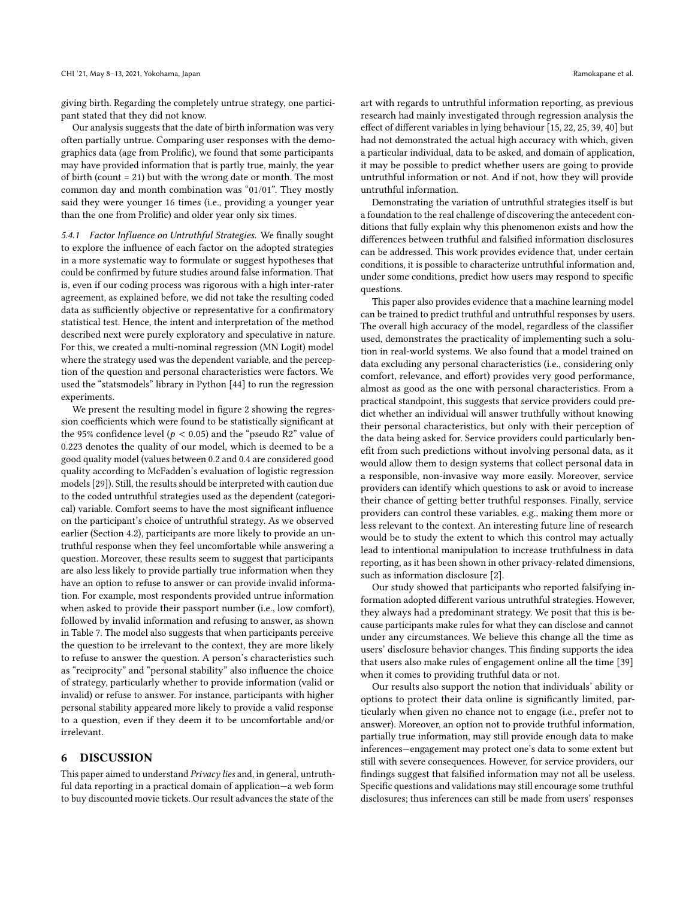giving birth. Regarding the completely untrue strategy, one participant stated that they did not know.

Our analysis suggests that the date of birth information was very often partially untrue. Comparing user responses with the demographics data (age from Prolific), we found that some participants may have provided information that is partly true, mainly, the year of birth (count = 21) but with the wrong date or month. The most common day and month combination was "01/01". They mostly said they were younger 16 times (i.e., providing a younger year than the one from Prolific) and older year only six times.

#### 5.4.1 Factor Influence on Untruthful Strategies.

We finally sought to explore the influence of each factor on the adopted strategies in a more systematic way to formulate or suggest hypotheses that could be confirmed by future studies around false information. That is, even if our coding process was rigorous with a high inter-rater agreement, as explained before, we did not take the resulting coded data as sufficiently objective or representative for a confirmatory statistical test. Hence, the intent and interpretation of the method described next were purely exploratory and speculative in nature. For this, we created a multi-nominal regression (MN Logit) model where the strategy used was the dependent variable, and the perception of the question and personal characteristics were factors. We used the "statsmodels" library in Python [44] to run the regression experiments.

We present the resulting model in figure 2 showing the regression coefficients which were found to be statistically significant at the 95% confidence level ($p < 0.05$) and the "pseudo R2" value of 0.223 denotes the quality of our model, which is deemed to be a good quality model (values between 0.2 and 0.4 are considered good quality according to McFadden's evaluation of logistic regression models [29]). Still, the results should be interpreted with caution due to the coded untruthful strategies used as the dependent (categorical) variable. Comfort seems to have the most significant influence on the participant's choice of untruthful strategy. As we observed earlier (Section 4.2), participants are more likely to provide an untruthful response when they feel uncomfortable while answering a question. Moreover, these results seem to suggest that participants are also less likely to provide partially true information when they have an option to refuse to answer or can provide invalid information. For example, most respondents provided untrue information when asked to provide their passport number (i.e., low comfort), followed by invalid information and refusing to answer, as shown in Table 7. The model also suggests that when participants perceive the question to be irrelevant to the context, they are more likely to refuse to answer the question. A person's characteristics such as "reciprocity" and "personal stability" also influence the choice of strategy, particularly whether to provide information (valid or invalid) or refuse to answer. For instance, participants with higher personal stability appeared more likely to provide a valid response to a question, even if they deem it to be uncomfortable and/or irrelevant.

## 6 DISCUSSION

This paper aimed to understand *Privacy lies* and, in general, untruthful data reporting in a practical domain of application—a web form to buy discounted movie tickets. Our result advances the state of the art with regards to untruthful information reporting, as previous research had mainly investigated through regression analysis the effect of different variables in lying behaviour [15, 22, 25, 39, 40] but had not demonstrated the actual high accuracy with which, given a particular individual, data to be asked, and domain of application, it may be possible to predict whether users are going to provide untruthful information or not. And if not, how they will provide untruthful information.

Demonstrating the variation of untruthful strategies itself is but a foundation to the real challenge of discovering the antecedent conditions that fully explain why this phenomenon exists and how the differences between truthful and falsified information disclosures can be addressed. This work provides evidence that, under certain conditions, it is possible to characterize untruthful information and, under some conditions, predict how users may respond to specific questions.

This paper also provides evidence that a machine learning model can be trained to predict truthful and untruthful responses by users. The overall high accuracy of the model, regardless of the classifier used, demonstrates the practicality of implementing such a solution in real-world systems. We also found that a model trained on data excluding any personal characteristics (i.e., considering only comfort, relevance, and effort) provides very good performance, almost as good as the one with personal characteristics. From a practical standpoint, this suggests that service providers could predict whether an individual will answer truthfully without knowing their personal characteristics, but only with their perception of the data being asked for. Service providers could particularly benefit from such predictions without involving personal data, as it would allow them to design systems that collect personal data in a responsible, non-invasive way more easily. Moreover, service providers can identify which questions to ask or avoid to increase their chance of getting better truthful responses. Finally, service providers can control these variables, e.g., making them more or less relevant to the context. An interesting future line of research would be to study the extent to which this control may actually lead to intentional manipulation to increase truthfulness in data reporting, as it has been shown in other privacy-related dimensions, such as information disclosure [2].

Our study showed that participants who reported falsifying information adopted different various untruthful strategies. However, they always had a predominant strategy. We posit that this is because participants make rules for what they can disclose and cannot under any circumstances. We believe this change all the time as users' disclosure behavior changes. This finding supports the idea that users also make rules of engagement online all the time [39] when it comes to providing truthful data or not.

Our results also support the notion that individuals' ability or options to protect their data online is significantly limited, particularly when given no chance not to engage (i.e., prefer not to answer). Moreover, an option not to provide truthful information, partially true information, may still provide enough data to make inferences—engagement may protect one's data to some extent but still with severe consequences. However, for service providers, our findings suggest that falsified information may not all be useless. Specific questions and validations may still encourage some truthful disclosures; thus inferences can still be made from users' responses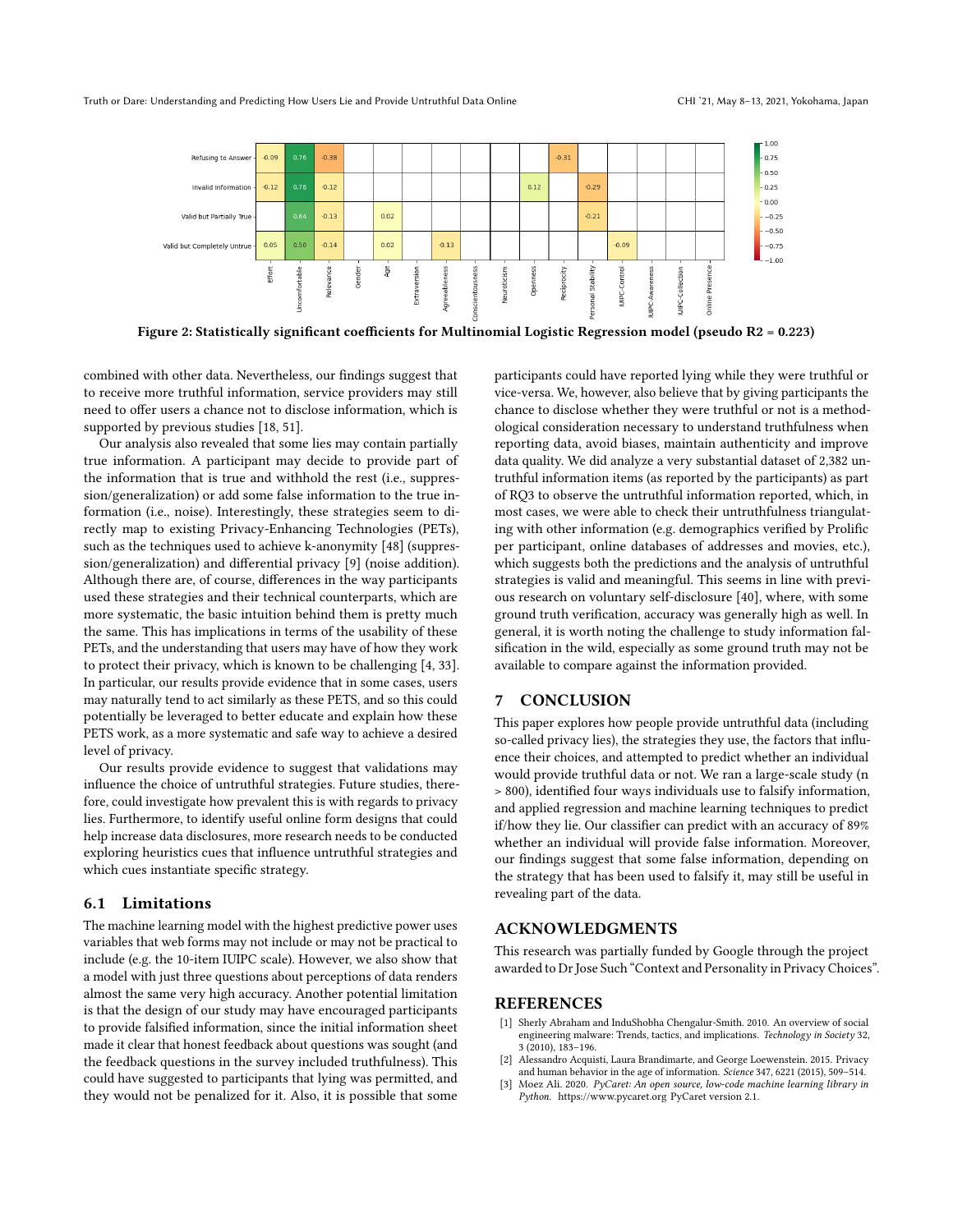| | Effort | Uncomfortable | Relevance | Gender | Age | Extraversion | Agreeableness | Conscientiousness | Neuroticism | Openness | Reciprocity | Personal Stability | IUIPC-Control | IUIPC-Awareness | IUIPC-Collection | Online Presence |
|---|---|---|---|---|---|---|---|---|---|---|---|---|---|---|---|---|
| Refusing to Answer | -0.09 | 0.76 | -0.38 | | | | | | | | -0.31 | | | | | |
| Invalid Information | -0.12 | 0.78 | -0.12 | | | | | | | 0.12 | | -0.29 | | | | |
| Valid but Partially True | | 0.64 | -0.13 | | 0.02 | | | | | | | -0.21 | | | | |
| Valid but Completely Untrue | 0.05 | 0.50 | -0.14 | | 0.02 | | -0.13 | | | | | | -0.09 | | | |

**Figure 2: Statistically significant coefficients for Multinomial Logistic Regression model (pseudo R2 = 0.223)**

combined with other data. Nevertheless, our findings suggest that to receive more truthful information, service providers may still need to offer users a chance not to disclose information, which is supported by previous studies [18, 51].

Our analysis also revealed that some lies may contain partially true information. A participant may decide to provide part of the information that is true and withhold the rest (i.e., suppression/generalization) or add some false information to the true information (i.e., noise). Interestingly, these strategies seem to directly map to existing Privacy-Enhancing Technologies (PETs), such as the techniques used to achieve k-anonymity [48] (suppression/generalization) and differential privacy [9] (noise addition). Although there are, of course, differences in the way participants used these strategies and their technical counterparts, which are more systematic, the basic intuition behind them is pretty much the same. This has implications in terms of the usability of these PETs, and the understanding that users may have of how they work to protect their privacy, which is known to be challenging [4, 33]. In particular, our results provide evidence that in some cases, users may naturally tend to act similarly as these PETS, and so this could potentially be leveraged to better educate and explain how these PETS work, as a more systematic and safe way to achieve a desired level of privacy.

Our results provide evidence to suggest that validations may influence the choice of untruthful strategies. Future studies, therefore, could investigate how prevalent this is with regards to privacy lies. Furthermore, to identify useful online form designs that could help increase data disclosures, more research needs to be conducted exploring heuristics cues that influence untruthful strategies and which cues instantiate specific strategy.

## 6.1 Limitations

The machine learning model with the highest predictive power uses variables that web forms may not include or may not be practical to include (e.g. the 10-item IUIPC scale). However, we also show that a model with just three questions about perceptions of data renders almost the same very high accuracy. Another potential limitation is that the design of our study may have encouraged participants to provide falsified information, since the initial information sheet made it clear that honest feedback about questions was sought (and the feedback questions in the survey included truthfulness). This could have suggested to participants that lying was permitted, and they would not be penalized for it. Also, it is possible that some participants could have reported lying while they were truthful or vice-versa. We, however, also believe that by giving participants the chance to disclose whether they were truthful or not is a methodological consideration necessary to understand truthfulness when reporting data, avoid biases, maintain authenticity and improve data quality. We did analyze a very substantial dataset of 2,382 untruthful information items (as reported by the participants) as part of RQ3 to observe the untruthful information reported, which, in most cases, we were able to check their untruthfulness triangulating with other information (e.g. demographics verified by Prolific per participant, online databases of addresses and movies, etc.), which suggests both the predictions and the analysis of untruthful strategies is valid and meaningful. This seems in line with previous research on voluntary self-disclosure [40], where, with some ground truth verification, accuracy was generally high as well. In general, it is worth noting the challenge to study information falsification in the wild, especially as some ground truth may not be available to compare against the information provided.

# 7 CONCLUSION

This paper explores how people provide untruthful data (including so-called privacy lies), the strategies they use, the factors that influence their choices, and attempted to predict whether an individual would provide truthful data or not. We ran a large-scale study (n > 800), identified four ways individuals use to falsify information, and applied regression and machine learning techniques to predict if/how they lie. Our classifier can predict with an accuracy of 89% whether an individual will provide false information. Moreover, our findings suggest that some false information, depending on the strategy that has been used to falsify it, may still be useful in revealing part of the data.

# ACKNOWLEDGMENTS

This research was partially funded by Google through the project awarded to Dr Jose Such "Context and Personality in Privacy Choices".

# REFERENCES

[1] Sherly Abraham and InduShobha Chengalur-Smith. 2010. An overview of social engineering malware: Trends, tactics, and implications. *Technology in Society* 32, 3 (2010), 183–196.

[2] Alessandro Acquisti, Laura Brandimarte, and George Loewenstein. 2015. Privacy and human behavior in the age of information. *Science* 347, 6221 (2015), 509–514.

[3] Moez Ali. 2020. *PyCaret: An open source, low-code machine learning library in Python.* https://www.pycaret.org PyCaret version 2.1.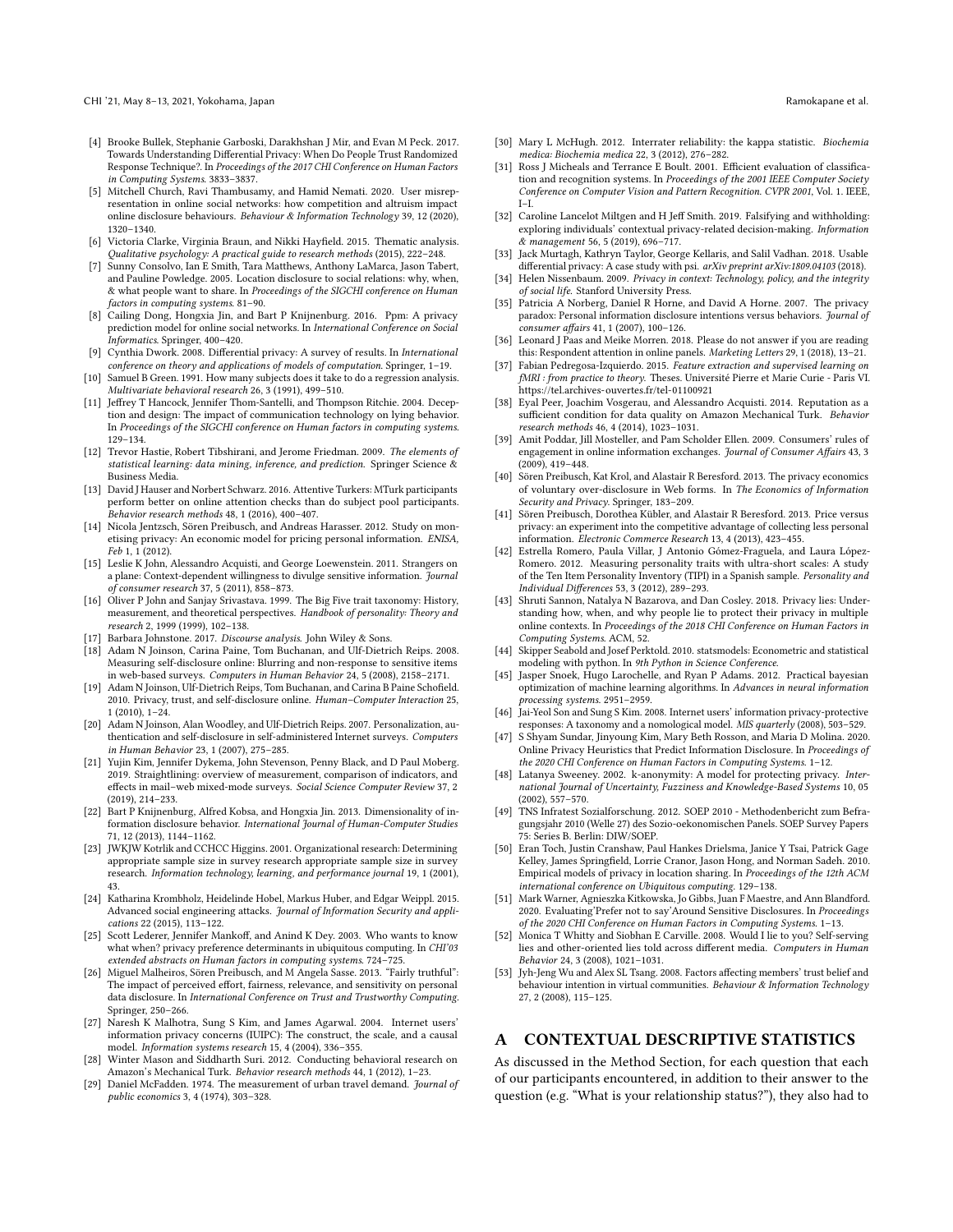- [4] Brooke Bullek, Stephanie Garboski, Darakhshan J Mir, and Evan M Peck. 2017. Towards Understanding Differential Privacy: When Do People Trust Randomized Response Technique?. In *Proceedings of the 2017 CHI Conference on Human Factors in Computing Systems*. 3833–3837.
- [5] Mitchell Church, Ravi Thambusamy, and Hamid Nemati. 2020. User misrepresentation in online social networks: how competition and altruism impact online disclosure behaviours. *Behaviour & Information Technology* 39, 12 (2020), 1320–1340.
- [6] Victoria Clarke, Virginia Braun, and Nikki Hayfield. 2015. Thematic analysis. *Qualitative psychology: A practical guide to research methods* (2015), 222–248.
- [7] Sunny Consolvo, Ian E Smith, Tara Matthews, Anthony LaMarca, Jason Tabert, and Pauline Powledge. 2005. Location disclosure to social relations: why, when, & what people want to share. In *Proceedings of the SIGCHI conference on Human factors in computing systems*. 81–90.
- [8] Cailing Dong, Hongxia Jin, and Bart P Knijnenburg. 2016. Ppm: A privacy prediction model for online social networks. In *International Conference on Social Informatics*. Springer, 400–420.
- [9] Cynthia Dwork. 2008. Differential privacy: A survey of results. In *International conference on theory and applications of models of computation*. Springer, 1–19.
- [10] Samuel B Green. 1991. How many subjects does it take to do a regression analysis. *Multivariate behavioral research* 26, 3 (1991), 499–510.
- [11] Jeffrey T Hancock, Jennifer Thom-Santelli, and Thompson Ritchie. 2004. Deception and design: The impact of communication technology on lying behavior. In *Proceedings of the SIGCHI conference on Human factors in computing systems*. 129–134.
- [12] Trevor Hastie, Robert Tibshirani, and Jerome Friedman. 2009. *The elements of statistical learning: data mining, inference, and prediction*. Springer Science & Business Media.
- [13] David J Hauser and Norbert Schwarz. 2016. Attentive Turkers: MTurk participants perform better on online attention checks than do subject pool participants. *Behavior research methods* 48, 1 (2016), 400–407.
- [14] Nicola Jentzsch, Sören Preibusch, and Andreas Harasser. 2012. Study on monetising privacy: An economic model for pricing personal information. *ENISA, Feb* 1, 1 (2012).
- [15] Leslie K John, Alessandro Acquisti, and George Loewenstein. 2011. Strangers on a plane: Context-dependent willingness to divulge sensitive information. *Journal of consumer research* 37, 5 (2011), 858–873.
- [16] Oliver P John and Sanjay Srivastava. 1999. The Big Five trait taxonomy: History, measurement, and theoretical perspectives. *Handbook of personality: Theory and research* 2, 1999 (1999), 102–138.
- [17] Barbara Johnstone. 2017. *Discourse analysis*. John Wiley & Sons.
- [18] Adam N Joinson, Carina Paine, Tom Buchanan, and Ulf-Dietrich Reips. 2008. Measuring self-disclosure online: Blurring and non-response to sensitive items in web-based surveys. *Computers in Human Behavior* 24, 5 (2008), 2158–2171.
- [19] Adam N Joinson, Ulf-Dietrich Reips, Tom Buchanan, and Carina B Paine Schofield. 2010. Privacy, trust, and self-disclosure online. *Human–Computer Interaction* 25, 1 (2010), 1–24.
- [20] Adam N Joinson, Alan Woodley, and Ulf-Dietrich Reips. 2007. Personalization, authentication and self-disclosure in self-administered Internet surveys. *Computers in Human Behavior* 23, 1 (2007), 275–285.
- [21] Yujin Kim, Jennifer Dykema, John Stevenson, Penny Black, and D Paul Moberg. 2019. Straightlining: overview of measurement, comparison of indicators, and effects in mail–web mixed-mode surveys. *Social Science Computer Review* 37, 2 (2019), 214–233.
- [22] Bart P Knijnenburg, Alfred Kobsa, and Hongxia Jin. 2013. Dimensionality of information disclosure behavior. *International Journal of Human-Computer Studies* 71, 12 (2013), 1144–1162.
- [23] JWKJW Kotrlik and CCHCC Higgins. 2001. Organizational research: Determining appropriate sample size in survey research appropriate sample size in survey research. *Information technology, learning, and performance journal* 19, 1 (2001), 43.
- [24] Katharina Krombholz, Heidelinde Hobel, Markus Huber, and Edgar Weippl. 2015. Advanced social engineering attacks. *Journal of Information Security and applications* 22 (2015), 113–122.
- [25] Scott Lederer, Jennifer Mankoff, and Anind K Dey. 2003. Who wants to know what when? privacy preference determinants in ubiquitous computing. In *CHI'03 extended abstracts on Human factors in computing systems*. 724–725.
- [26] Miguel Malheiros, Sören Preibusch, and M Angela Sasse. 2013. "Fairly truthful": The impact of perceived effort, fairness, relevance, and sensitivity on personal data disclosure. In *International Conference on Trust and Trustworthy Computing*. Springer, 250–266.
- [27] Naresh K Malhotra, Sung S Kim, and James Agarwal. 2004. Internet users' information privacy concerns (IUIPC): The construct, the scale, and a causal model. *Information systems research* 15, 4 (2004), 336–355.
- [28] Winter Mason and Siddharth Suri. 2012. Conducting behavioral research on Amazon's Mechanical Turk. *Behavior research methods* 44, 1 (2012), 1–23.
- [29] Daniel McFadden. 1974. The measurement of urban travel demand. *Journal of public economics* 3, 4 (1974), 303–328.
- [30] Mary L McHugh. 2012. Interrater reliability: the kappa statistic. *Biochemia medica: Biochemia medica* 22, 3 (2012), 276–282.
- [31] Ross J Micheals and Terrance E Boult. 2001. Efficient evaluation of classification and recognition systems. In *Proceedings of the 2001 IEEE Computer Society Conference on Computer Vision and Pattern Recognition. CVPR 2001*, Vol. 1. IEEE, I–I.
- [32] Caroline Lancelot Miltgen and H Jeff Smith. 2019. Falsifying and withholding: exploring individuals' contextual privacy-related decision-making. *Information & management* 56, 5 (2019), 696–717.
- [33] Jack Murtagh, Kathryn Taylor, George Kellaris, and Salil Vadhan. 2018. Usable differential privacy: A case study with psi. *arXiv preprint arXiv:1809.04103* (2018).
- [34] Helen Nissenbaum. 2009. *Privacy in context: Technology, policy, and the integrity of social life*. Stanford University Press.
- [35] Patricia A Norberg, Daniel R Horne, and David A Horne. 2007. The privacy paradox: Personal information disclosure intentions versus behaviors. *Journal of consumer affairs* 41, 1 (2007), 100–126.
- [36] Leonard J Paas and Meike Morren. 2018. Please do not answer if you are reading this: Respondent attention in online panels. *Marketing Letters* 29, 1 (2018), 13–21.
- [37] Fabian Pedregosa-Izquierdo. 2015. *Feature extraction and supervised learning on fMRI : from practice to theory*. Theses. Université Pierre et Marie Curie - Paris VI. https://tel.archives-ouvertes.fr/tel-01100921
- [38] Eyal Peer, Joachim Vosgerau, and Alessandro Acquisti. 2014. Reputation as a sufficient condition for data quality on Amazon Mechanical Turk. *Behavior research methods* 46, 4 (2014), 1023–1031.
- [39] Amit Poddar, Jill Mosteller, and Pam Scholder Ellen. 2009. Consumers' rules of engagement in online information exchanges. *Journal of Consumer Affairs* 43, 3 (2009), 419–448.
- [40] Sören Preibusch, Kat Krol, and Alastair R Beresford. 2013. The privacy economics of voluntary over-disclosure in Web forms. In *The Economics of Information Security and Privacy*. Springer, 183–209.
- [41] Sören Preibusch, Dorothea Kübler, and Alastair R Beresford. 2013. Price versus privacy: an experiment into the competitive advantage of collecting less personal information. *Electronic Commerce Research* 13, 4 (2013), 423–455.
- [42] Estrella Romero, Paula Villar, J Antonio Gómez-Fraguela, and Laura López-Romero. 2012. Measuring personality traits with ultra-short scales: A study of the Ten Item Personality Inventory (TIPI) in a Spanish sample. *Personality and Individual Differences* 53, 3 (2012), 289–293.
- [43] Shruti Sannon, Natalya N Bazarova, and Dan Cosley. 2018. Privacy lies: Understanding how, when, and why people lie to protect their privacy in multiple online contexts. In *Proceedings of the 2018 CHI Conference on Human Factors in Computing Systems*. ACM, 52.
- [44] Skipper Seabold and Josef Perktold. 2010. statsmodels: Econometric and statistical modeling with python. In *9th Python in Science Conference*.
- [45] Jasper Snoek, Hugo Larochelle, and Ryan P Adams. 2012. Practical bayesian optimization of machine learning algorithms. In *Advances in neural information processing systems*. 2951–2959.
- [46] Jai-Yeol Son and Sung S Kim. 2008. Internet users' information privacy-protective responses: A taxonomy and a nomological model. *MIS quarterly* (2008), 503–529.
- [47] S Shyam Sundar, Jinyoung Kim, Mary Beth Rosson, and Maria D Molina. 2020. Online Privacy Heuristics that Predict Information Disclosure. In *Proceedings of the 2020 CHI Conference on Human Factors in Computing Systems*. 1–12.
- [48] Latanya Sweeney. 2002. k-anonymity: A model for protecting privacy. *International Journal of Uncertainty, Fuzziness and Knowledge-Based Systems* 10, 05 (2002), 557–570.
- [49] TNS Infratest Sozialforschung. 2012. SOEP 2010 - Methodenbericht zum Befragungsjahr 2010 (Welle 27) des Sozio-oekonomischen Panels. SOEP Survey Papers 75: Series B. Berlin: DIW/SOEP.
- [50] Eran Toch, Justin Cranshaw, Paul Hankes Drielsma, Janice Y Tsai, Patrick Gage Kelley, James Springfield, Lorrie Cranor, Jason Hong, and Norman Sadeh. 2010. Empirical models of privacy in location sharing. In *Proceedings of the 12th ACM international conference on Ubiquitous computing*. 129–138.
- [51] Mark Warner, Agnieszka Kitkowska, Jo Gibbs, Juan F Maestre, and Ann Blandford. 2020. Evaluating'Prefer not to say'Around Sensitive Disclosures. In *Proceedings of the 2020 CHI Conference on Human Factors in Computing Systems*. 1–13.
- [52] Monica T Whitty and Siobhan E Carville. 2008. Would I lie to you? Self-serving lies and other-oriented lies told across different media. *Computers in Human Behavior* 24, 3 (2008), 1021–1031.
- [53] Jyh-Jeng Wu and Alex SL Tsang. 2008. Factors affecting members' trust belief and behaviour intention in virtual communities. *Behaviour & Information Technology* 27, 2 (2008), 115–125.

# A CONTEXTUAL DESCRIPTIVE STATISTICS

As discussed in the Method Section, for each question that each of our participants encountered, in addition to their answer to the question (e.g. "What is your relationship status?"), they also had to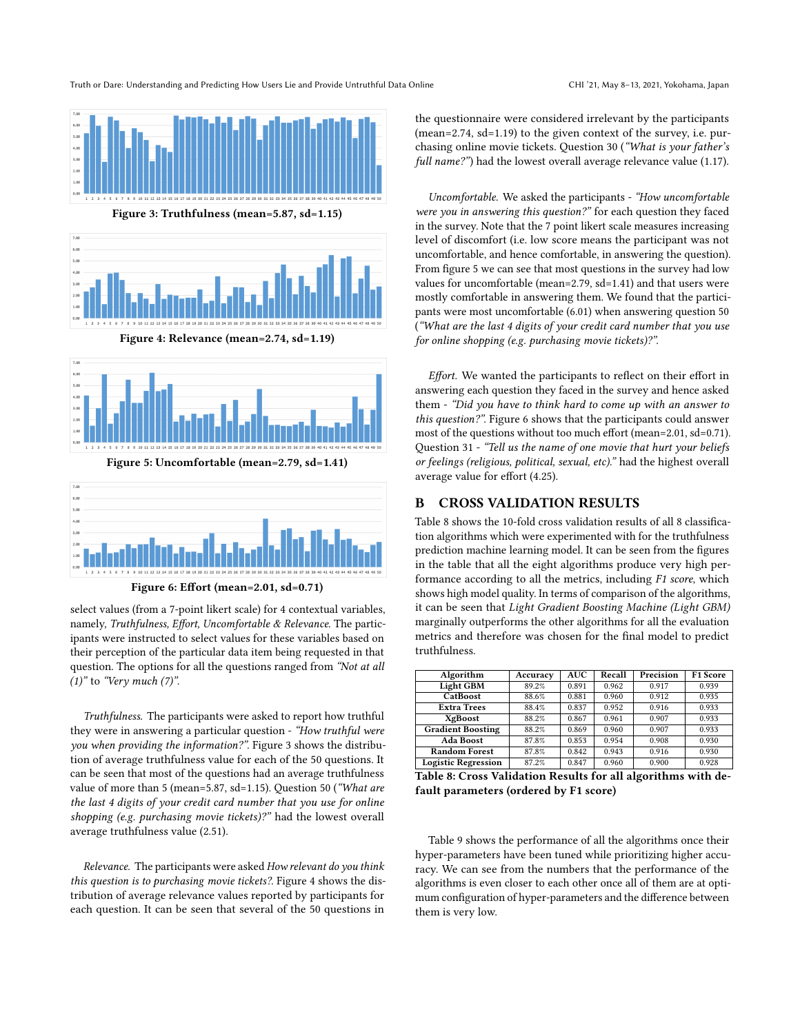Figure 3: Truthfulness (mean=5.87, sd=1.15)

Figure 4: Relevance (mean=2.74, sd=1.19)

Figure 5: Uncomfortable (mean=2.79, sd=1.41)

Figure 6: Effort (mean=2.01, sd=0.71)

select values (from a 7-point likert scale) for 4 contextual variables, namely, *Truthfulness*, *Effort*, *Uncomfortable* & *Relevance*. The participants were instructed to select values for these variables based on their perception of the particular data item being requested in that question. The options for all the questions ranged from *"Not at all (1)"* to *"Very much (7)"*.

*Truthfulness.* The participants were asked to report how truthful they were in answering a particular question - *"How truthful were you when providing the information?"*. Figure 3 shows the distribution of average truthfulness value for each of the 50 questions. It can be seen that most of the questions had an average truthfulness value of more than 5 (mean=5.87, sd=1.15). Question 50 (*"What are the last 4 digits of your credit card number that you use for online shopping (e.g. purchasing movie tickets)?"* had the lowest overall average truthfulness value (2.51).

*Relevance.* The participants were asked *How relevant do you think this question is to purchasing movie tickets?*. Figure 4 shows the distribution of average relevance values reported by participants for each question. It can be seen that several of the 50 questions in the questionnaire were considered irrelevant by the participants (mean=2.74, sd=1.19) to the given context of the survey, i.e. purchasing online movie tickets. Question 30 (*"What is your father's full name?"*) had the lowest overall average relevance value (1.17).

*Uncomfortable.* We asked the participants - *"How uncomfortable were you in answering this question?"* for each question they faced in the survey. Note that the 7 point likert scale measures increasing level of discomfort (i.e. low score means the participant was not uncomfortable, and hence comfortable, in answering the question). From figure 5 we can see that most questions in the survey had low values for uncomfortable (mean=2.79, sd=1.41) and that users were mostly comfortable in answering them. We found that the participants were most uncomfortable (6.01) when answering question 50 (*"What are the last 4 digits of your credit card number that you use for online shopping (e.g. purchasing movie tickets)?"*.

*Effort.* We wanted the participants to reflect on their effort in answering each question they faced in the survey and hence asked them - *"Did you have to think hard to come up with an answer to this question?"*. Figure 6 shows that the participants could answer most of the questions without too much effort (mean=2.01, sd=0.71). Question 31 - *"Tell us the name of one movie that hurt your beliefs or feelings (religious, political, sexual, etc)."* had the highest overall average value for effort (4.25).

# B CROSS VALIDATION RESULTS

Table 8 shows the 10-fold cross validation results of all 8 classification algorithms which were experimented with for the truthfulness prediction machine learning model. It can be seen from the figures in the table that all the eight algorithms produce very high performance according to all the metrics, including *F1 score*, which shows high model quality. In terms of comparison of the algorithms, it can be seen that *Light Gradient Boosting Machine (Light GBM)* marginally outperforms the other algorithms for all the evaluation metrics and therefore was chosen for the final model to predict truthfulness.

| Algorithm | Accuracy | AUC | Recall | Precision | F1 Score |
|---|---|---|---|---|---|
| Light GBM | 89.2% | 0.891 | 0.962 | 0.917 | 0.939 |
| CatBoost | 88.6% | 0.881 | 0.960 | 0.912 | 0.935 |
| Extra Trees | 88.4% | 0.837 | 0.952 | 0.916 | 0.933 |
| XgBoost | 88.2% | 0.867 | 0.961 | 0.907 | 0.933 |
| Gradient Boosting | 88.2% | 0.869 | 0.960 | 0.907 | 0.933 |
| Ada Boost | 87.8% | 0.853 | 0.954 | 0.908 | 0.930 |
| Random Forest | 87.8% | 0.842 | 0.943 | 0.916 | 0.930 |
| Logistic Regression | 87.2% | 0.847 | 0.960 | 0.900 | 0.928 |

**Table 8: Cross Validation Results for all algorithms with default parameters (ordered by F1 score)**

Table 9 shows the performance of all the algorithms once their hyper-parameters have been tuned while prioritizing higher accuracy. We can see from the numbers that the performance of the algorithms is even closer to each other once all of them are at optimum configuration of hyper-parameters and the difference between them is very low.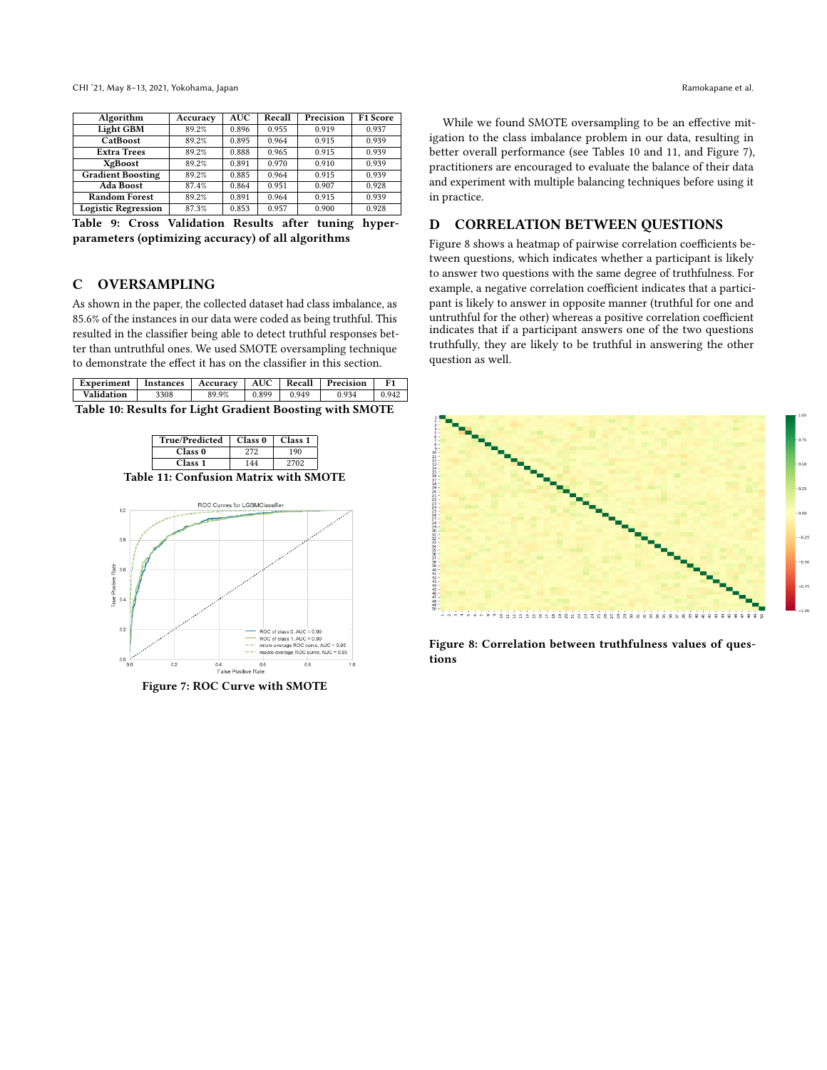| Algorithm | Accuracy | AUC | Recall | Precision | F1 Score |
|---|---|---|---|---|---|
| Light GBM | 89.2% | 0.896 | 0.955 | 0.919 | 0.937 |
| CatBoost | 89.2% | 0.895 | 0.964 | 0.915 | 0.939 |
| Extra Trees | 89.2% | 0.888 | 0.965 | 0.915 | 0.939 |
| XgBoost | 89.2% | 0.891 | 0.970 | 0.910 | 0.939 |
| Gradient Boosting | 89.2% | 0.885 | 0.964 | 0.915 | 0.939 |
| Ada Boost | 87.4% | 0.864 | 0.951 | 0.907 | 0.928 |
| Random Forest | 89.2% | 0.891 | 0.964 | 0.915 | 0.939 |
| Logistic Regression | 87.3% | 0.853 | 0.957 | 0.900 | 0.928 |

**Table 9: Cross Validation Results after tuning hyper-parameters (optimizing accuracy) of all algorithms**

## C OVERSAMPLING

As shown in the paper, the collected dataset had class imbalance, as 85.6% of the instances in our data were coded as being truthful. This resulted in the classifier being able to detect truthful responses better than untruthful ones. We used SMOTE oversampling technique to demonstrate the effect it has on the classifier in this section.

| Experiment | Instances | Accuracy | AUC | Recall | Precision | F1 |
|---|---|---|---|---|---|---|
| Validation | 3308 | 89.9% | 0.899 | 0.949 | 0.934 | 0.942 |

**Table 10: Results for Light Gradient Boosting with SMOTE**

| True/Predicted | Class 0 | Class 1 |
|---|---|---|
| Class 0 | 272 | 190 |
| Class 1 | 144 | 2702 |

**Table 11: Confusion Matrix with SMOTE**

ROC Curves for LGBMClassifier

True Positive Rate

False Positive Rate

ROC of class 0, AUC = 0.90
ROC of class 1, AUC = 0.90
micro-average ROC curve, AUC = 0.96
macro-average ROC curve, AUC = 0.90

**Figure 7: ROC Curve with SMOTE**

While we found SMOTE oversampling to be an effective mitigation to the class imbalance problem in our data, resulting in better overall performance (see Tables 10 and 11, and Figure 7), practitioners are encouraged to evaluate the balance of their data and experiment with multiple balancing techniques before using it in practice.

## D CORRELATION BETWEEN QUESTIONS

Figure 8 shows a heatmap of pairwise correlation coefficients between questions, which indicates whether a participant is likely to answer two questions with the same degree of truthfulness. For example, a negative correlation coefficient indicates that a participant is likely to answer in opposite manner (truthful for one and untruthful for the other) whereas a positive correlation coefficient indicates that if a participant answers one of the two questions truthfully, they are likely to be truthful in answering the other question as well.

**Figure 8: Correlation between truthfulness values of questions**